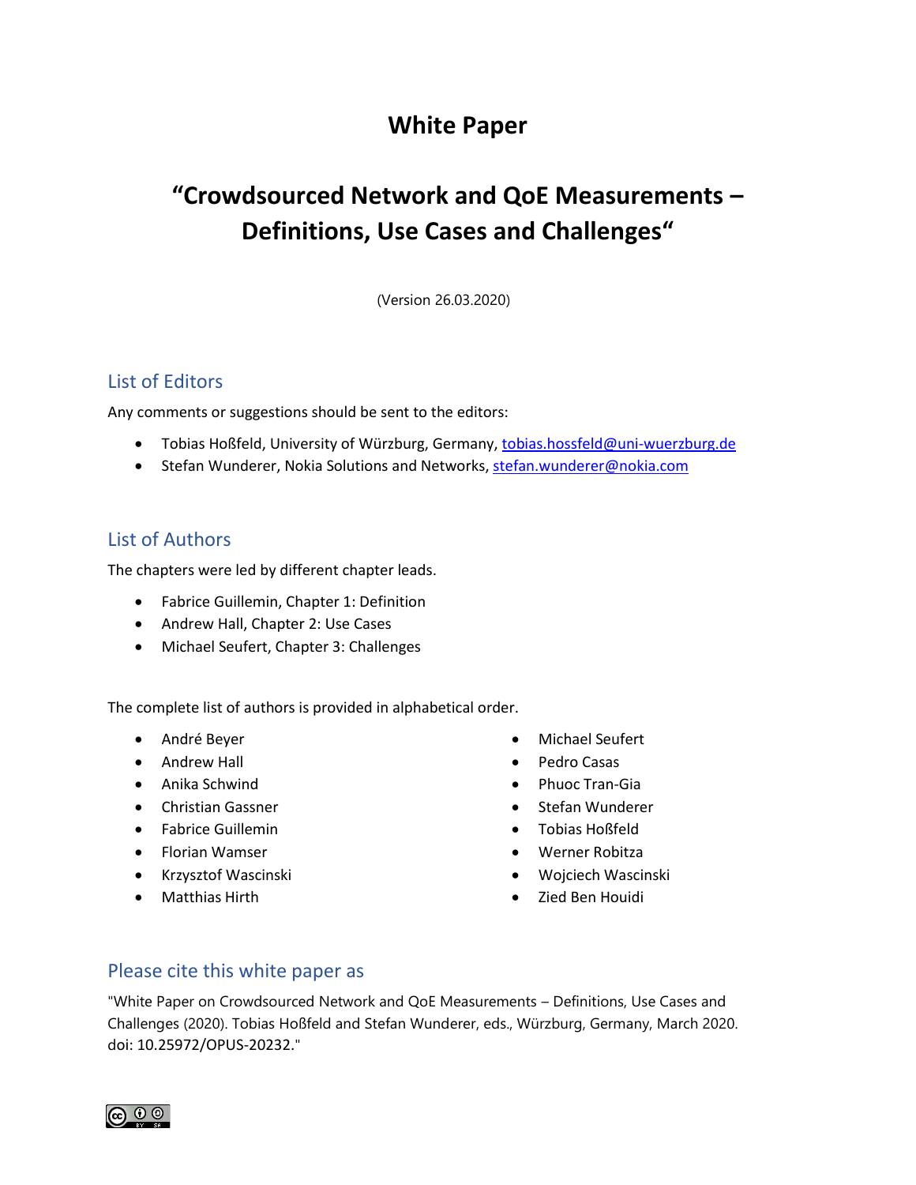# White Paper

# "Crowdsourced Network and QoE Measurements – Definitions, Use Cases and Challenges"

(Version 26.03.2020)

## List of Editors

Any comments or suggestions should be sent to the editors:

- Tobias Hoßfeld, University of Würzburg, Germany, tobias.hossfeld@uni-wuerzburg.de
- Stefan Wunderer, Nokia Solutions and Networks, stefan.wunderer@nokia.com

## List of Authors

The chapters were led by different chapter leads.

- Fabrice Guillemin, Chapter 1: Definition
- Andrew Hall, Chapter 2: Use Cases
- Michael Seufert, Chapter 3: Challenges

The complete list of authors is provided in alphabetical order.

- André Beyer
- Andrew Hall
- Anika Schwind
- Christian Gassner
- Fabrice Guillemin
- Florian Wamser
- Krzysztof Wascinski
- Matthias Hirth
- Michael Seufert
- Pedro Casas
- Phuoc Tran-Gia
- Stefan Wunderer
- Tobias Hoßfeld
- Werner Robitza
- Wojciech Wascinski
- Zied Ben Houidi

## Please cite this white paper as

"White Paper on Crowdsourced Network and QoE Measurements – Definitions, Use Cases and Challenges (2020). Tobias Hoßfeld and Stefan Wunderer, eds., Würzburg, Germany, March 2020. doi: 10.25972/OPUS-20232."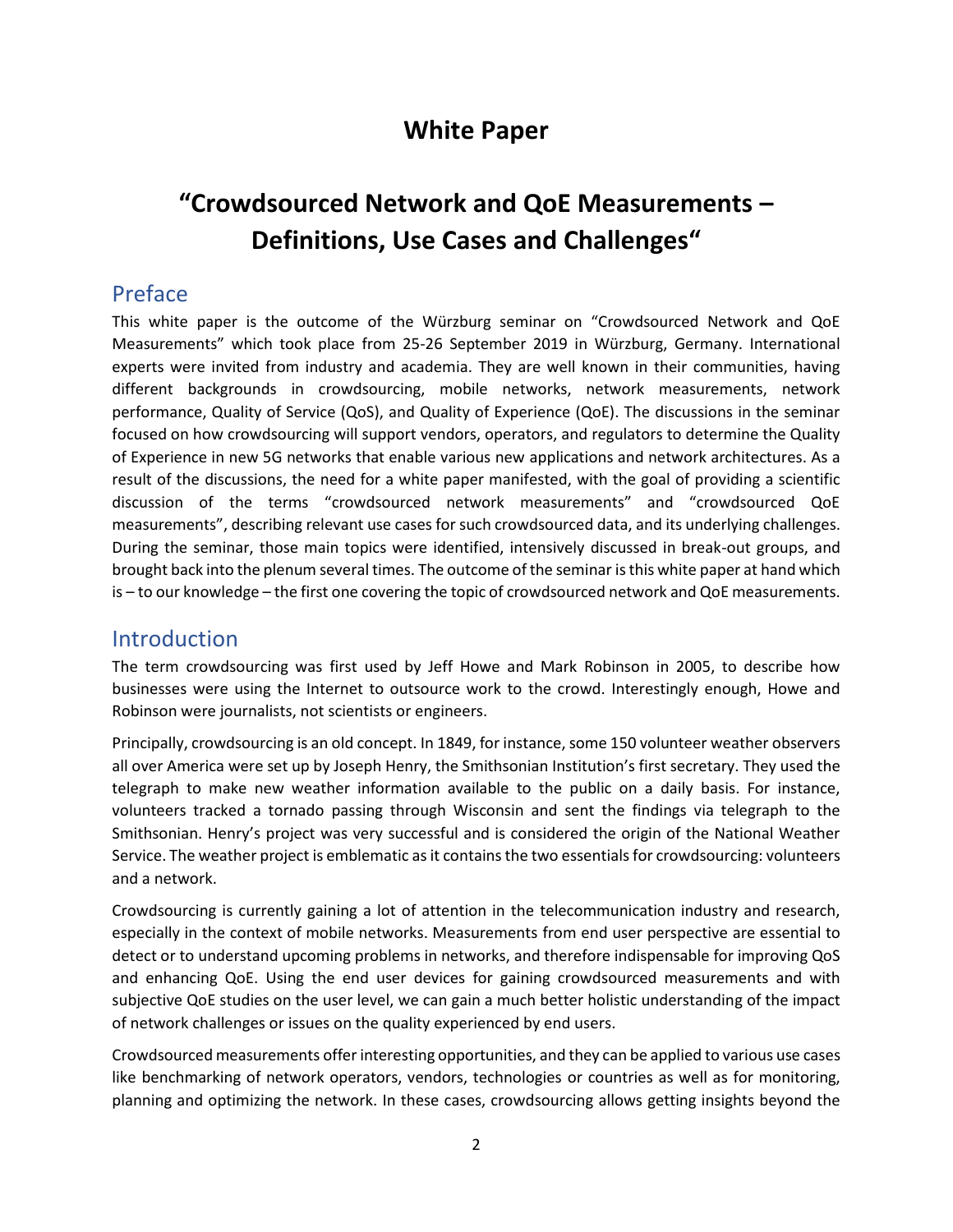# White Paper

# "Crowdsourced Network and QoE Measurements – Definitions, Use Cases and Challenges"

## Preface

This white paper is the outcome of the Würzburg seminar on "Crowdsourced Network and QoE Measurements" which took place from 25-26 September 2019 in Würzburg, Germany. International experts were invited from industry and academia. They are well known in their communities, having different backgrounds in crowdsourcing, mobile networks, network measurements, network performance, Quality of Service (QoS), and Quality of Experience (QoE). The discussions in the seminar focused on how crowdsourcing will support vendors, operators, and regulators to determine the Quality of Experience in new 5G networks that enable various new applications and network architectures. As a result of the discussions, the need for a white paper manifested, with the goal of providing a scientific discussion of the terms "crowdsourced network measurements" and "crowdsourced QoE measurements", describing relevant use cases for such crowdsourced data, and its underlying challenges. During the seminar, those main topics were identified, intensively discussed in break-out groups, and brought back into the plenum several times. The outcome of the seminar is this white paper at hand which is – to our knowledge – the first one covering the topic of crowdsourced network and QoE measurements.

## Introduction

The term crowdsourcing was first used by Jeff Howe and Mark Robinson in 2005, to describe how businesses were using the Internet to outsource work to the crowd. Interestingly enough, Howe and Robinson were journalists, not scientists or engineers.

Principally, crowdsourcing is an old concept. In 1849, for instance, some 150 volunteer weather observers all over America were set up by Joseph Henry, the Smithsonian Institution's first secretary. They used the telegraph to make new weather information available to the public on a daily basis. For instance, volunteers tracked a tornado passing through Wisconsin and sent the findings via telegraph to the Smithsonian. Henry's project was very successful and is considered the origin of the National Weather Service. The weather project is emblematic as it contains the two essentials for crowdsourcing: volunteers and a network.

Crowdsourcing is currently gaining a lot of attention in the telecommunication industry and research, especially in the context of mobile networks. Measurements from end user perspective are essential to detect or to understand upcoming problems in networks, and therefore indispensable for improving QoS and enhancing QoE. Using the end user devices for gaining crowdsourced measurements and with subjective QoE studies on the user level, we can gain a much better holistic understanding of the impact of network challenges or issues on the quality experienced by end users.

Crowdsourced measurements offer interesting opportunities, and they can be applied to various use cases like benchmarking of network operators, vendors, technologies or countries as well as for monitoring, planning and optimizing the network. In these cases, crowdsourcing allows getting insights beyond the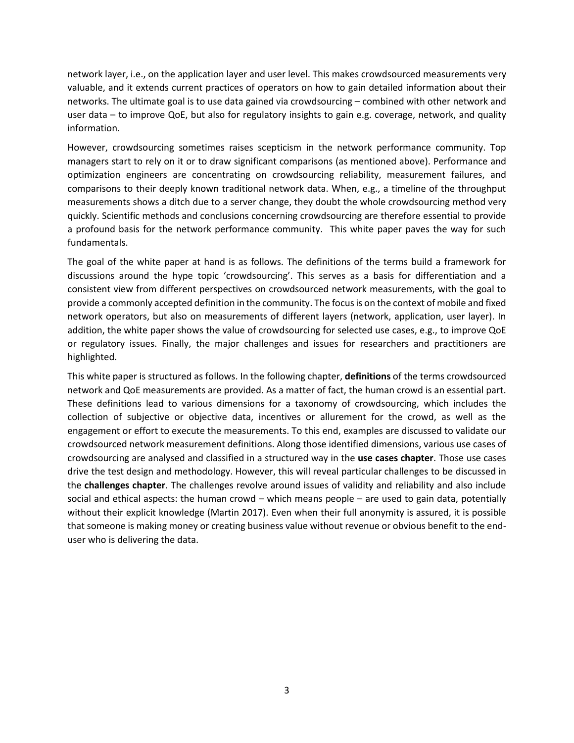network layer, i.e., on the application layer and user level. This makes crowdsourced measurements very valuable, and it extends current practices of operators on how to gain detailed information about their networks. The ultimate goal is to use data gained via crowdsourcing – combined with other network and user data – to improve QoE, but also for regulatory insights to gain e.g. coverage, network, and quality information.

However, crowdsourcing sometimes raises scepticism in the network performance community. Top managers start to rely on it or to draw significant comparisons (as mentioned above). Performance and optimization engineers are concentrating on crowdsourcing reliability, measurement failures, and comparisons to their deeply known traditional network data. When, e.g., a timeline of the throughput measurements shows a ditch due to a server change, they doubt the whole crowdsourcing method very quickly. Scientific methods and conclusions concerning crowdsourcing are therefore essential to provide a profound basis for the network performance community. This white paper paves the way for such fundamentals.

The goal of the white paper at hand is as follows. The definitions of the terms build a framework for discussions around the hype topic 'crowdsourcing'. This serves as a basis for differentiation and a consistent view from different perspectives on crowdsourced network measurements, with the goal to provide a commonly accepted definition in the community. The focus is on the context of mobile and fixed network operators, but also on measurements of different layers (network, application, user layer). In addition, the white paper shows the value of crowdsourcing for selected use cases, e.g., to improve QoE or regulatory issues. Finally, the major challenges and issues for researchers and practitioners are highlighted.

This white paper is structured as follows. In the following chapter, **definitions** of the terms crowdsourced network and QoE measurements are provided. As a matter of fact, the human crowd is an essential part. These definitions lead to various dimensions for a taxonomy of crowdsourcing, which includes the collection of subjective or objective data, incentives or allurement for the crowd, as well as the engagement or effort to execute the measurements. To this end, examples are discussed to validate our crowdsourced network measurement definitions. Along those identified dimensions, various use cases of crowdsourcing are analysed and classified in a structured way in the **use cases chapter**. Those use cases drive the test design and methodology. However, this will reveal particular challenges to be discussed in the **challenges chapter**. The challenges revolve around issues of validity and reliability and also include social and ethical aspects: the human crowd – which means people – are used to gain data, potentially without their explicit knowledge (Martin 2017). Even when their full anonymity is assured, it is possible that someone is making money or creating business value without revenue or obvious benefit to the end-user who is delivering the data.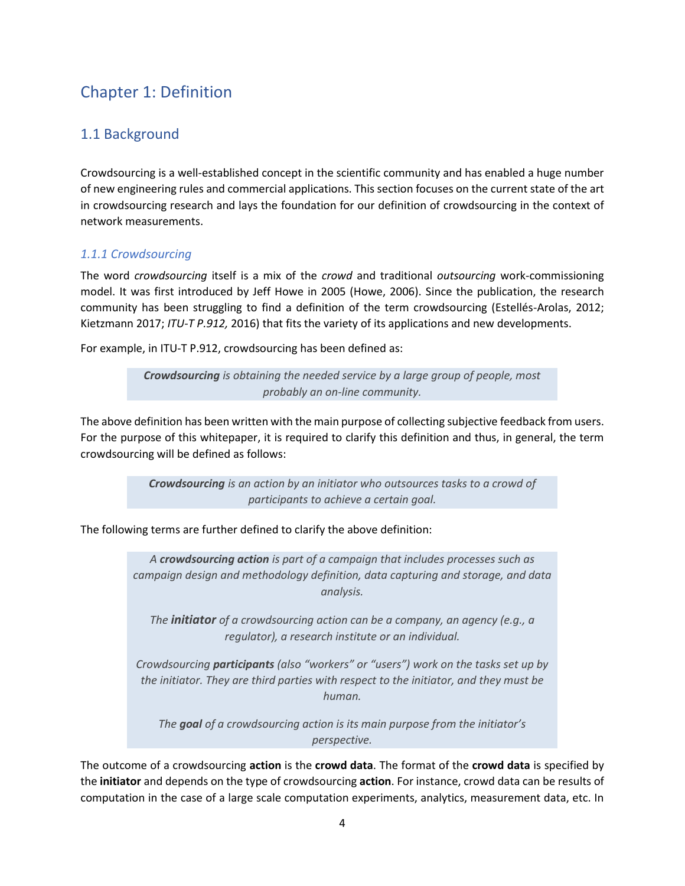# Chapter 1: Definition

## 1.1 Background

Crowdsourcing is a well-established concept in the scientific community and has enabled a huge number of new engineering rules and commercial applications. This section focuses on the current state of the art in crowdsourcing research and lays the foundation for our definition of crowdsourcing in the context of network measurements.

### *1.1.1 Crowdsourcing*

The word *crowdsourcing* itself is a mix of the *crowd* and traditional *outsourcing* work-commissioning model. It was first introduced by Jeff Howe in 2005 (Howe, 2006). Since the publication, the research community has been struggling to find a definition of the term crowdsourcing (Estellés-Arolas, 2012; Kietzmann 2017; *ITU-T P.912,* 2016) that fits the variety of its applications and new developments.

For example, in ITU-T P.912, crowdsourcing has been defined as:

> ***Crowdsourcing*** *is obtaining the needed service by a large group of people, most probably an on-line community.*

The above definition has been written with the main purpose of collecting subjective feedback from users. For the purpose of this whitepaper, it is required to clarify this definition and thus, in general, the term crowdsourcing will be defined as follows:

> ***Crowdsourcing*** *is an action by an initiator who outsources tasks to a crowd of participants to achieve a certain goal.*

The following terms are further defined to clarify the above definition:

> *A* ***crowdsourcing action*** *is part of a campaign that includes processes such as campaign design and methodology definition, data capturing and storage, and data analysis.*
>
> *The* ***initiator*** *of a crowdsourcing action can be a company, an agency (e.g., a regulator), a research institute or an individual.*
>
> *Crowdsourcing* ***participants*** *(also "workers" or "users") work on the tasks set up by the initiator. They are third parties with respect to the initiator, and they must be human.*
>
> *The* ***goal*** *of a crowdsourcing action is its main purpose from the initiator's perspective.*

The outcome of a crowdsourcing **action** is the **crowd data**. The format of the **crowd data** is specified by the **initiator** and depends on the type of crowdsourcing **action**. For instance, crowd data can be results of computation in the case of a large scale computation experiments, analytics, measurement data, etc. In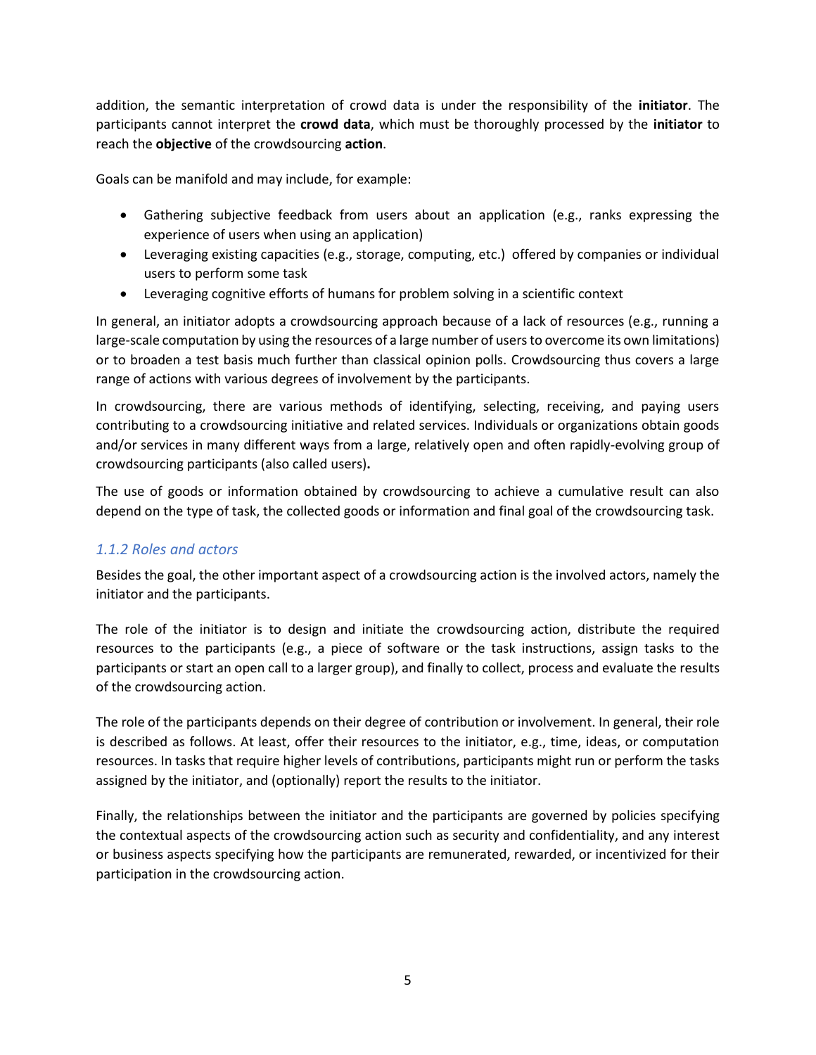addition, the semantic interpretation of crowd data is under the responsibility of the **initiator**. The participants cannot interpret the **crowd data**, which must be thoroughly processed by the **initiator** to reach the **objective** of the crowdsourcing **action**.

Goals can be manifold and may include, for example:

- Gathering subjective feedback from users about an application (e.g., ranks expressing the experience of users when using an application)
- Leveraging existing capacities (e.g., storage, computing, etc.) offered by companies or individual users to perform some task
- Leveraging cognitive efforts of humans for problem solving in a scientific context

In general, an initiator adopts a crowdsourcing approach because of a lack of resources (e.g., running a large-scale computation by using the resources of a large number of users to overcome its own limitations) or to broaden a test basis much further than classical opinion polls. Crowdsourcing thus covers a large range of actions with various degrees of involvement by the participants.

In crowdsourcing, there are various methods of identifying, selecting, receiving, and paying users contributing to a crowdsourcing initiative and related services. Individuals or organizations obtain goods and/or services in many different ways from a large, relatively open and often rapidly-evolving group of crowdsourcing participants (also called users)**.**

The use of goods or information obtained by crowdsourcing to achieve a cumulative result can also depend on the type of task, the collected goods or information and final goal of the crowdsourcing task.

### *1.1.2 Roles and actors*

Besides the goal, the other important aspect of a crowdsourcing action is the involved actors, namely the initiator and the participants.

The role of the initiator is to design and initiate the crowdsourcing action, distribute the required resources to the participants (e.g., a piece of software or the task instructions, assign tasks to the participants or start an open call to a larger group), and finally to collect, process and evaluate the results of the crowdsourcing action.

The role of the participants depends on their degree of contribution or involvement. In general, their role is described as follows. At least, offer their resources to the initiator, e.g., time, ideas, or computation resources. In tasks that require higher levels of contributions, participants might run or perform the tasks assigned by the initiator, and (optionally) report the results to the initiator.

Finally, the relationships between the initiator and the participants are governed by policies specifying the contextual aspects of the crowdsourcing action such as security and confidentiality, and any interest or business aspects specifying how the participants are remunerated, rewarded, or incentivized for their participation in the crowdsourcing action.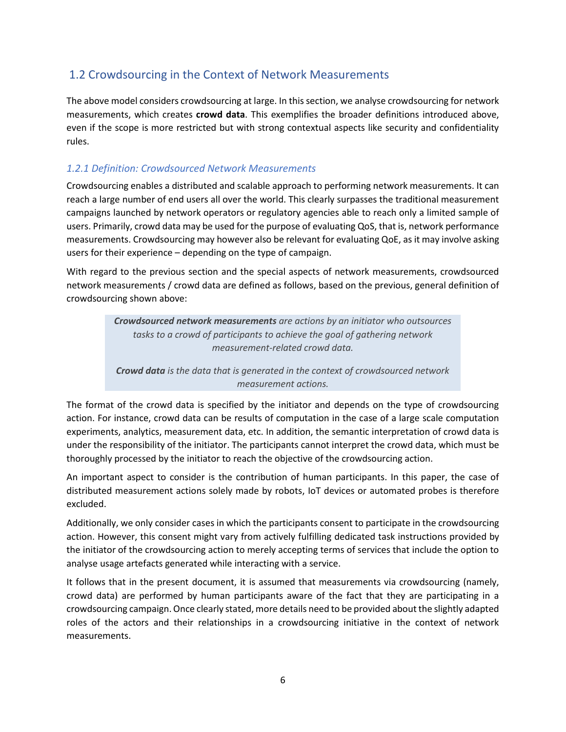## 1.2 Crowdsourcing in the Context of Network Measurements

The above model considers crowdsourcing at large. In this section, we analyse crowdsourcing for network measurements, which creates **crowd data**. This exemplifies the broader definitions introduced above, even if the scope is more restricted but with strong contextual aspects like security and confidentiality rules.

### *1.2.1 Definition: Crowdsourced Network Measurements*

Crowdsourcing enables a distributed and scalable approach to performing network measurements. It can reach a large number of end users all over the world. This clearly surpasses the traditional measurement campaigns launched by network operators or regulatory agencies able to reach only a limited sample of users. Primarily, crowd data may be used for the purpose of evaluating QoS, that is, network performance measurements. Crowdsourcing may however also be relevant for evaluating QoE, as it may involve asking users for their experience – depending on the type of campaign.

With regard to the previous section and the special aspects of network measurements, crowdsourced network measurements / crowd data are defined as follows, based on the previous, general definition of crowdsourcing shown above:

> ***Crowdsourced network measurements*** *are actions by an initiator who outsources tasks to a crowd of participants to achieve the goal of gathering network measurement-related crowd data.*
>
> ***Crowd data*** *is the data that is generated in the context of crowdsourced network measurement actions.*

The format of the crowd data is specified by the initiator and depends on the type of crowdsourcing action. For instance, crowd data can be results of computation in the case of a large scale computation experiments, analytics, measurement data, etc. In addition, the semantic interpretation of crowd data is under the responsibility of the initiator. The participants cannot interpret the crowd data, which must be thoroughly processed by the initiator to reach the objective of the crowdsourcing action.

An important aspect to consider is the contribution of human participants. In this paper, the case of distributed measurement actions solely made by robots, IoT devices or automated probes is therefore excluded.

Additionally, we only consider cases in which the participants consent to participate in the crowdsourcing action. However, this consent might vary from actively fulfilling dedicated task instructions provided by the initiator of the crowdsourcing action to merely accepting terms of services that include the option to analyse usage artefacts generated while interacting with a service.

It follows that in the present document, it is assumed that measurements via crowdsourcing (namely, crowd data) are performed by human participants aware of the fact that they are participating in a crowdsourcing campaign. Once clearly stated, more details need to be provided about the slightly adapted roles of the actors and their relationships in a crowdsourcing initiative in the context of network measurements.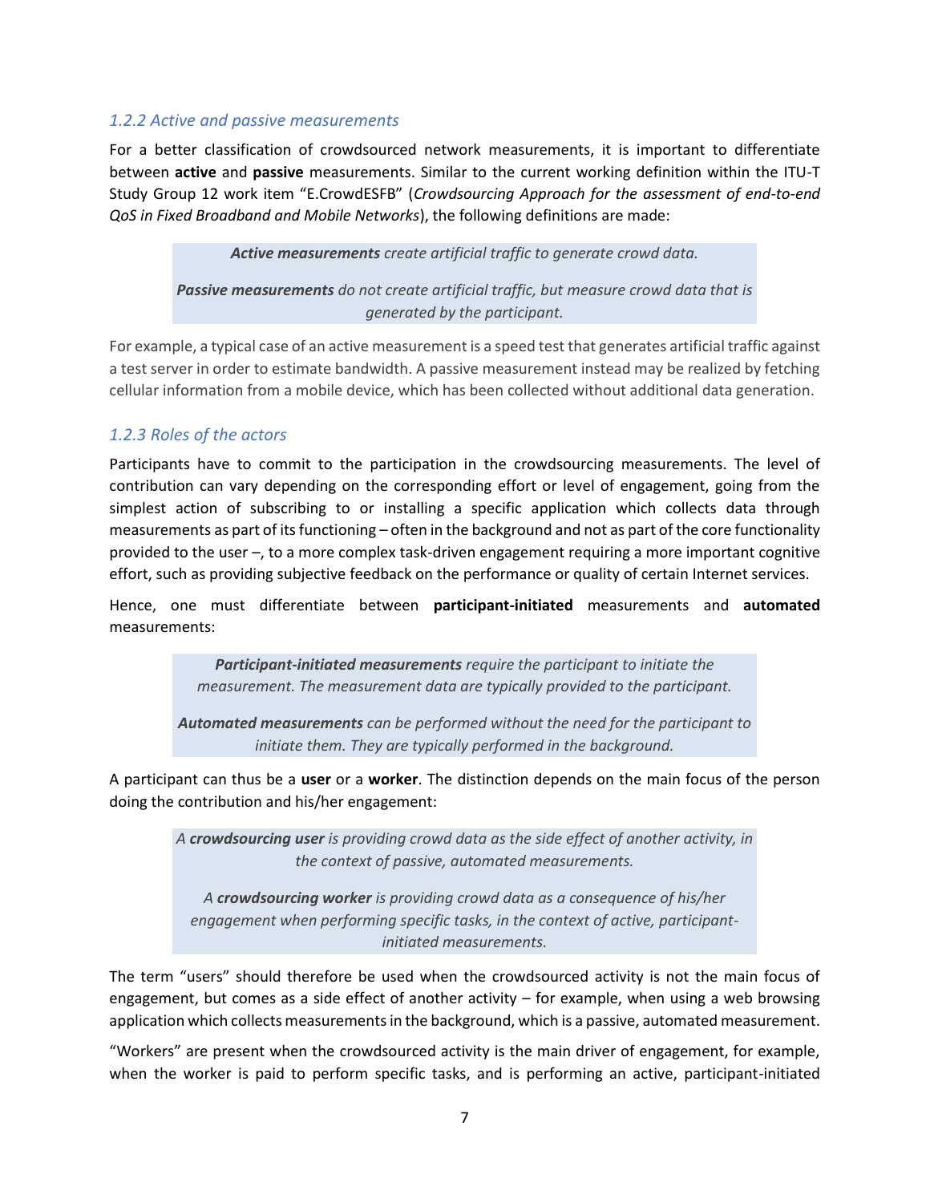### 1.2.2 Active and passive measurements

For a better classification of crowdsourced network measurements, it is important to differentiate between **active** and **passive** measurements. Similar to the current working definition within the ITU-T Study Group 12 work item "E.CrowdESFB" (*Crowdsourcing Approach for the assessment of end-to-end QoS in Fixed Broadband and Mobile Networks*), the following definitions are made:

> ***Active measurements*** *create artificial traffic to generate crowd data.*
>
> ***Passive measurements*** *do not create artificial traffic, but measure crowd data that is generated by the participant.*

For example, a typical case of an active measurement is a speed test that generates artificial traffic against a test server in order to estimate bandwidth. A passive measurement instead may be realized by fetching cellular information from a mobile device, which has been collected without additional data generation.

### 1.2.3 Roles of the actors

Participants have to commit to the participation in the crowdsourcing measurements. The level of contribution can vary depending on the corresponding effort or level of engagement, going from the simplest action of subscribing to or installing a specific application which collects data through measurements as part of its functioning – often in the background and not as part of the core functionality provided to the user –, to a more complex task-driven engagement requiring a more important cognitive effort, such as providing subjective feedback on the performance or quality of certain Internet services.

Hence, one must differentiate between **participant-initiated** measurements and **automated** measurements:

> ***Participant-initiated measurements*** *require the participant to initiate the measurement. The measurement data are typically provided to the participant.*
>
> ***Automated measurements*** *can be performed without the need for the participant to initiate them. They are typically performed in the background.*

A participant can thus be a **user** or a **worker**. The distinction depends on the main focus of the person doing the contribution and his/her engagement:

> *A* ***crowdsourcing user*** *is providing crowd data as the side effect of another activity, in the context of passive, automated measurements.*
>
> *A* ***crowdsourcing worker*** *is providing crowd data as a consequence of his/her engagement when performing specific tasks, in the context of active, participant-initiated measurements.*

The term "users" should therefore be used when the crowdsourced activity is not the main focus of engagement, but comes as a side effect of another activity – for example, when using a web browsing application which collects measurements in the background, which is a passive, automated measurement.

"Workers" are present when the crowdsourced activity is the main driver of engagement, for example, when the worker is paid to perform specific tasks, and is performing an active, participant-initiated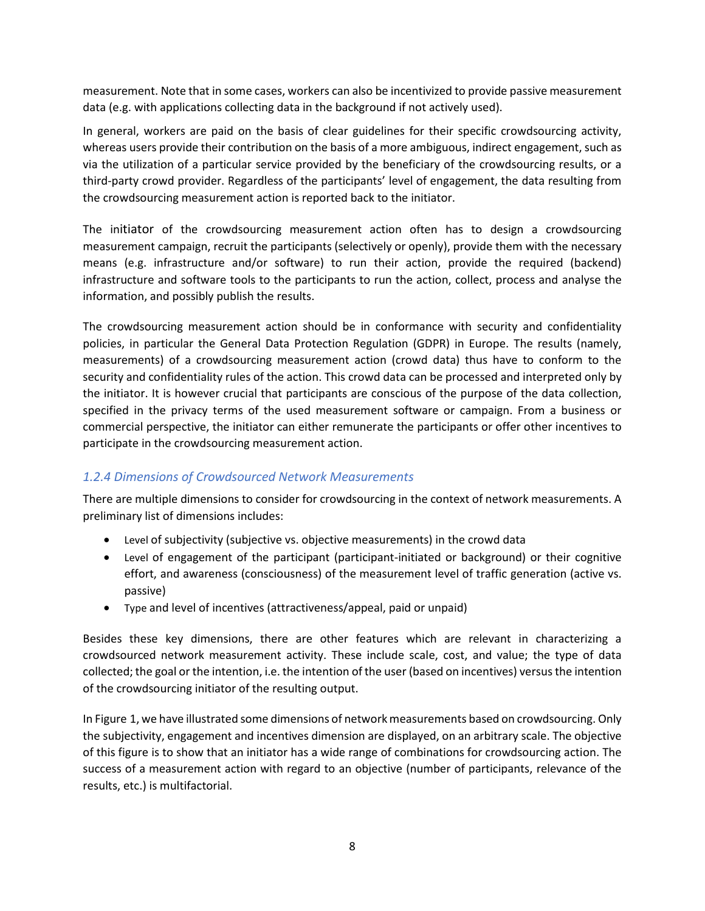measurement. Note that in some cases, workers can also be incentivized to provide passive measurement data (e.g. with applications collecting data in the background if not actively used).

In general, workers are paid on the basis of clear guidelines for their specific crowdsourcing activity, whereas users provide their contribution on the basis of a more ambiguous, indirect engagement, such as via the utilization of a particular service provided by the beneficiary of the crowdsourcing results, or a third-party crowd provider. Regardless of the participants' level of engagement, the data resulting from the crowdsourcing measurement action is reported back to the initiator.

The initiator of the crowdsourcing measurement action often has to design a crowdsourcing measurement campaign, recruit the participants (selectively or openly), provide them with the necessary means (e.g. infrastructure and/or software) to run their action, provide the required (backend) infrastructure and software tools to the participants to run the action, collect, process and analyse the information, and possibly publish the results.

The crowdsourcing measurement action should be in conformance with security and confidentiality policies, in particular the General Data Protection Regulation (GDPR) in Europe. The results (namely, measurements) of a crowdsourcing measurement action (crowd data) thus have to conform to the security and confidentiality rules of the action. This crowd data can be processed and interpreted only by the initiator. It is however crucial that participants are conscious of the purpose of the data collection, specified in the privacy terms of the used measurement software or campaign. From a business or commercial perspective, the initiator can either remunerate the participants or offer other incentives to participate in the crowdsourcing measurement action.

### *1.2.4 Dimensions of Crowdsourced Network Measurements*

There are multiple dimensions to consider for crowdsourcing in the context of network measurements. A preliminary list of dimensions includes:

- Level of subjectivity (subjective vs. objective measurements) in the crowd data
- Level of engagement of the participant (participant-initiated or background) or their cognitive effort, and awareness (consciousness) of the measurement level of traffic generation (active vs. passive)
- Type and level of incentives (attractiveness/appeal, paid or unpaid)

Besides these key dimensions, there are other features which are relevant in characterizing a crowdsourced network measurement activity. These include scale, cost, and value; the type of data collected; the goal or the intention, i.e. the intention of the user (based on incentives) versus the intention of the crowdsourcing initiator of the resulting output.

In Figure 1, we have illustrated some dimensions of network measurements based on crowdsourcing. Only the subjectivity, engagement and incentives dimension are displayed, on an arbitrary scale. The objective of this figure is to show that an initiator has a wide range of combinations for crowdsourcing action. The success of a measurement action with regard to an objective (number of participants, relevance of the results, etc.) is multifactorial.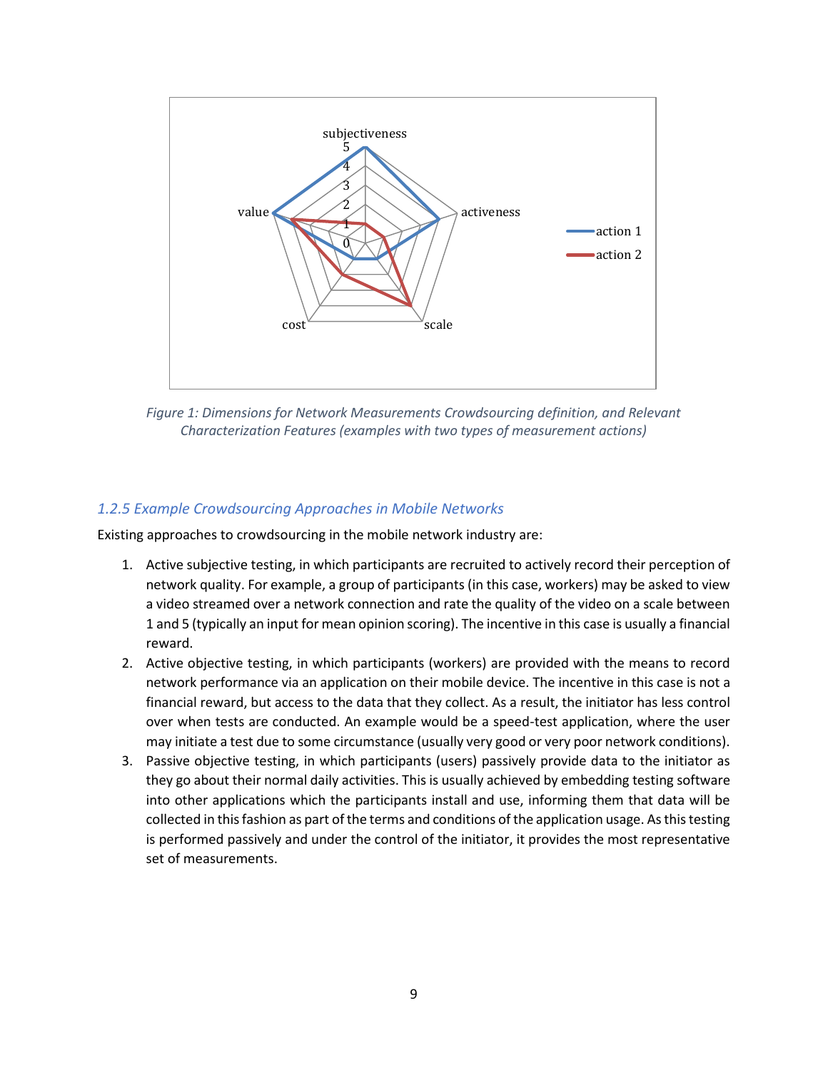Figure 1: Dimensions for Network Measurements Crowdsourcing definition, and Relevant Characterization Features (examples with two types of measurement actions)

### 1.2.5 Example Crowdsourcing Approaches in Mobile Networks

Existing approaches to crowdsourcing in the mobile network industry are:

1. Active subjective testing, in which participants are recruited to actively record their perception of network quality. For example, a group of participants (in this case, workers) may be asked to view a video streamed over a network connection and rate the quality of the video on a scale between 1 and 5 (typically an input for mean opinion scoring). The incentive in this case is usually a financial reward.
2. Active objective testing, in which participants (workers) are provided with the means to record network performance via an application on their mobile device. The incentive in this case is not a financial reward, but access to the data that they collect. As a result, the initiator has less control over when tests are conducted. An example would be a speed-test application, where the user may initiate a test due to some circumstance (usually very good or very poor network conditions).
3. Passive objective testing, in which participants (users) passively provide data to the initiator as they go about their normal daily activities. This is usually achieved by embedding testing software into other applications which the participants install and use, informing them that data will be collected in this fashion as part of the terms and conditions of the application usage. As this testing is performed passively and under the control of the initiator, it provides the most representative set of measurements.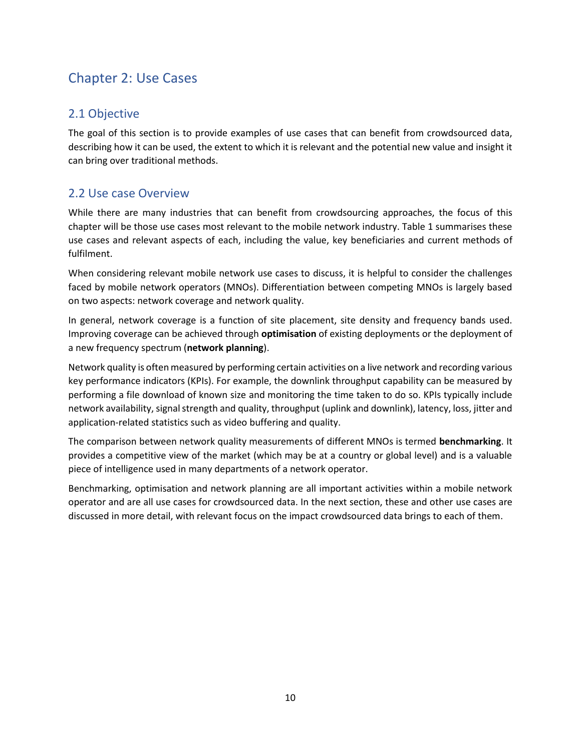# Chapter 2: Use Cases

## 2.1 Objective

The goal of this section is to provide examples of use cases that can benefit from crowdsourced data, describing how it can be used, the extent to which it is relevant and the potential new value and insight it can bring over traditional methods.

## 2.2 Use case Overview

While there are many industries that can benefit from crowdsourcing approaches, the focus of this chapter will be those use cases most relevant to the mobile network industry. Table 1 summarises these use cases and relevant aspects of each, including the value, key beneficiaries and current methods of fulfilment.

When considering relevant mobile network use cases to discuss, it is helpful to consider the challenges faced by mobile network operators (MNOs). Differentiation between competing MNOs is largely based on two aspects: network coverage and network quality.

In general, network coverage is a function of site placement, site density and frequency bands used. Improving coverage can be achieved through **optimisation** of existing deployments or the deployment of a new frequency spectrum (**network planning**).

Network quality is often measured by performing certain activities on a live network and recording various key performance indicators (KPIs). For example, the downlink throughput capability can be measured by performing a file download of known size and monitoring the time taken to do so. KPIs typically include network availability, signal strength and quality, throughput (uplink and downlink), latency, loss, jitter and application-related statistics such as video buffering and quality.

The comparison between network quality measurements of different MNOs is termed **benchmarking**. It provides a competitive view of the market (which may be at a country or global level) and is a valuable piece of intelligence used in many departments of a network operator.

Benchmarking, optimisation and network planning are all important activities within a mobile network operator and are all use cases for crowdsourced data. In the next section, these and other use cases are discussed in more detail, with relevant focus on the impact crowdsourced data brings to each of them.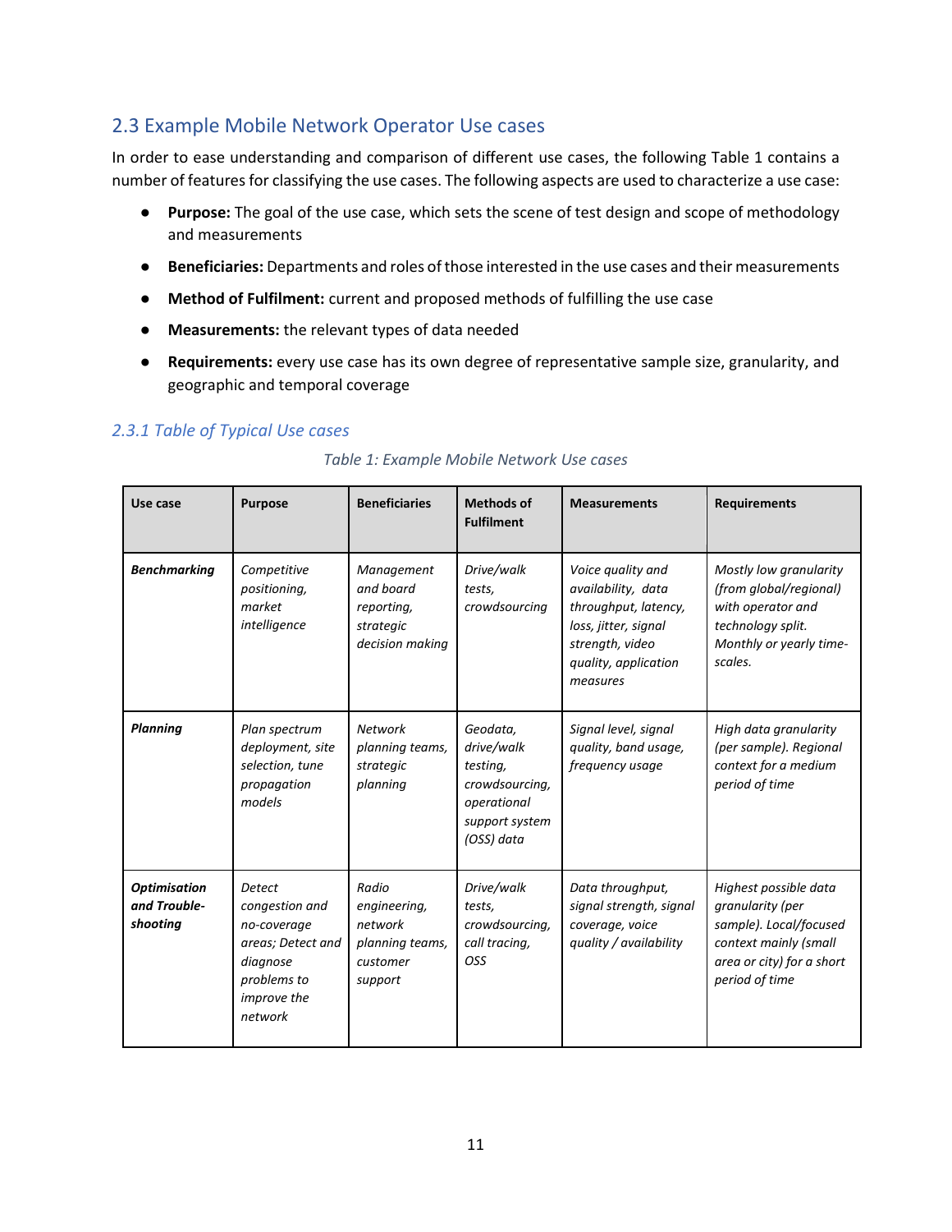## 2.3 Example Mobile Network Operator Use cases

In order to ease understanding and comparison of different use cases, the following Table 1 contains a number of features for classifying the use cases. The following aspects are used to characterize a use case:

- **Purpose:** The goal of the use case, which sets the scene of test design and scope of methodology and measurements
- **Beneficiaries:** Departments and roles of those interested in the use cases and their measurements
- **Method of Fulfilment:** current and proposed methods of fulfilling the use case
- **Measurements:** the relevant types of data needed
- **Requirements:** every use case has its own degree of representative sample size, granularity, and geographic and temporal coverage

### *2.3.1 Table of Typical Use cases*

*Table 1: Example Mobile Network Use cases*

| Use case | Purpose | Beneficiaries | Methods of Fulfilment | Measurements | Requirements |
|---|---|---|---|---|---|
| ***Benchmarking*** | *Competitive positioning, market intelligence* | *Management and board reporting, strategic decision making* | *Drive/walk tests, crowdsourcing* | *Voice quality and availability, data throughput, latency, loss, jitter, signal strength, video quality, application measures* | *Mostly low granularity (from global/regional) with operator and technology split. Monthly or yearly time-scales.* |
| ***Planning*** | *Plan spectrum deployment, site selection, tune propagation models* | *Network planning teams, strategic planning* | *Geodata, drive/walk testing, crowdsourcing, operational support system (OSS) data* | *Signal level, signal quality, band usage, frequency usage* | *High data granularity (per sample). Regional context for a medium period of time* |
| ***Optimisation and Trouble-shooting*** | *Detect congestion and no-coverage areas; Detect and diagnose problems to improve the network* | *Radio engineering, network planning teams, customer support* | *Drive/walk tests, crowdsourcing, call tracing, OSS* | *Data throughput, signal strength, signal coverage, voice quality / availability* | *Highest possible data granularity (per sample). Local/focused context mainly (small area or city) for a short period of time* |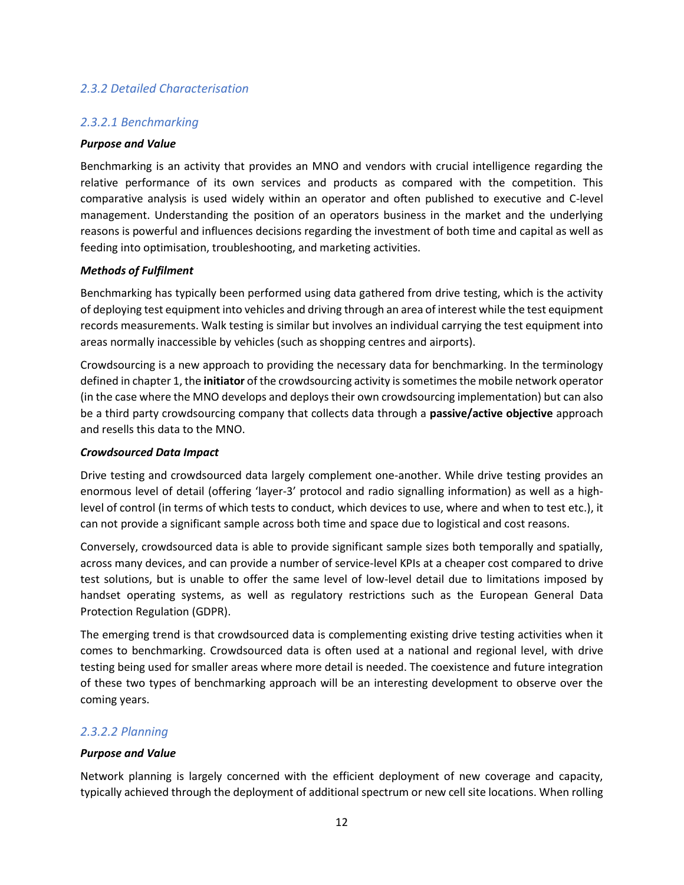### 2.3.2 Detailed Characterisation

#### 2.3.2.1 Benchmarking

***Purpose and Value***

Benchmarking is an activity that provides an MNO and vendors with crucial intelligence regarding the relative performance of its own services and products as compared with the competition. This comparative analysis is used widely within an operator and often published to executive and C-level management. Understanding the position of an operators business in the market and the underlying reasons is powerful and influences decisions regarding the investment of both time and capital as well as feeding into optimisation, troubleshooting, and marketing activities.

***Methods of Fulfilment***

Benchmarking has typically been performed using data gathered from drive testing, which is the activity of deploying test equipment into vehicles and driving through an area of interest while the test equipment records measurements. Walk testing is similar but involves an individual carrying the test equipment into areas normally inaccessible by vehicles (such as shopping centres and airports).

Crowdsourcing is a new approach to providing the necessary data for benchmarking. In the terminology defined in chapter 1, the **initiator** of the crowdsourcing activity is sometimes the mobile network operator (in the case where the MNO develops and deploys their own crowdsourcing implementation) but can also be a third party crowdsourcing company that collects data through a **passive/active objective** approach and resells this data to the MNO.

***Crowdsourced Data Impact***

Drive testing and crowdsourced data largely complement one-another. While drive testing provides an enormous level of detail (offering 'layer-3' protocol and radio signalling information) as well as a high-level of control (in terms of which tests to conduct, which devices to use, where and when to test etc.), it can not provide a significant sample across both time and space due to logistical and cost reasons.

Conversely, crowdsourced data is able to provide significant sample sizes both temporally and spatially, across many devices, and can provide a number of service-level KPIs at a cheaper cost compared to drive test solutions, but is unable to offer the same level of low-level detail due to limitations imposed by handset operating systems, as well as regulatory restrictions such as the European General Data Protection Regulation (GDPR).

The emerging trend is that crowdsourced data is complementing existing drive testing activities when it comes to benchmarking. Crowdsourced data is often used at a national and regional level, with drive testing being used for smaller areas where more detail is needed. The coexistence and future integration of these two types of benchmarking approach will be an interesting development to observe over the coming years.

#### 2.3.2.2 Planning

***Purpose and Value***

Network planning is largely concerned with the efficient deployment of new coverage and capacity, typically achieved through the deployment of additional spectrum or new cell site locations. When rolling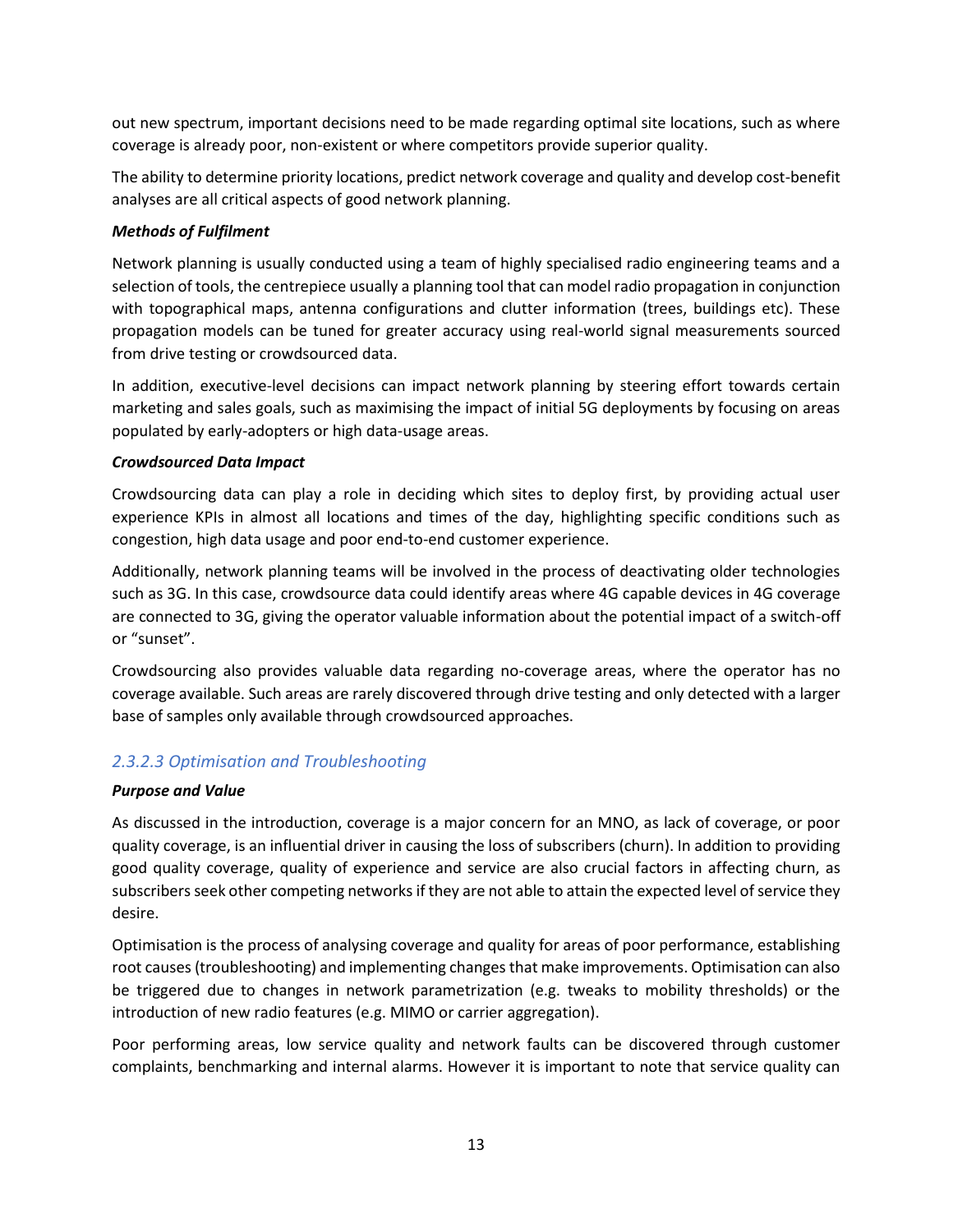out new spectrum, important decisions need to be made regarding optimal site locations, such as where coverage is already poor, non-existent or where competitors provide superior quality.

The ability to determine priority locations, predict network coverage and quality and develop cost-benefit analyses are all critical aspects of good network planning.

***Methods of Fulfilment***

Network planning is usually conducted using a team of highly specialised radio engineering teams and a selection of tools, the centrepiece usually a planning tool that can model radio propagation in conjunction with topographical maps, antenna configurations and clutter information (trees, buildings etc). These propagation models can be tuned for greater accuracy using real-world signal measurements sourced from drive testing or crowdsourced data.

In addition, executive-level decisions can impact network planning by steering effort towards certain marketing and sales goals, such as maximising the impact of initial 5G deployments by focusing on areas populated by early-adopters or high data-usage areas.

***Crowdsourced Data Impact***

Crowdsourcing data can play a role in deciding which sites to deploy first, by providing actual user experience KPIs in almost all locations and times of the day, highlighting specific conditions such as congestion, high data usage and poor end-to-end customer experience.

Additionally, network planning teams will be involved in the process of deactivating older technologies such as 3G. In this case, crowdsource data could identify areas where 4G capable devices in 4G coverage are connected to 3G, giving the operator valuable information about the potential impact of a switch-off or "sunset".

Crowdsourcing also provides valuable data regarding no-coverage areas, where the operator has no coverage available. Such areas are rarely discovered through drive testing and only detected with a larger base of samples only available through crowdsourced approaches.

#### *2.3.2.3 Optimisation and Troubleshooting*

***Purpose and Value***

As discussed in the introduction, coverage is a major concern for an MNO, as lack of coverage, or poor quality coverage, is an influential driver in causing the loss of subscribers (churn). In addition to providing good quality coverage, quality of experience and service are also crucial factors in affecting churn, as subscribers seek other competing networks if they are not able to attain the expected level of service they desire.

Optimisation is the process of analysing coverage and quality for areas of poor performance, establishing root causes (troubleshooting) and implementing changes that make improvements. Optimisation can also be triggered due to changes in network parametrization (e.g. tweaks to mobility thresholds) or the introduction of new radio features (e.g. MIMO or carrier aggregation).

Poor performing areas, low service quality and network faults can be discovered through customer complaints, benchmarking and internal alarms. However it is important to note that service quality can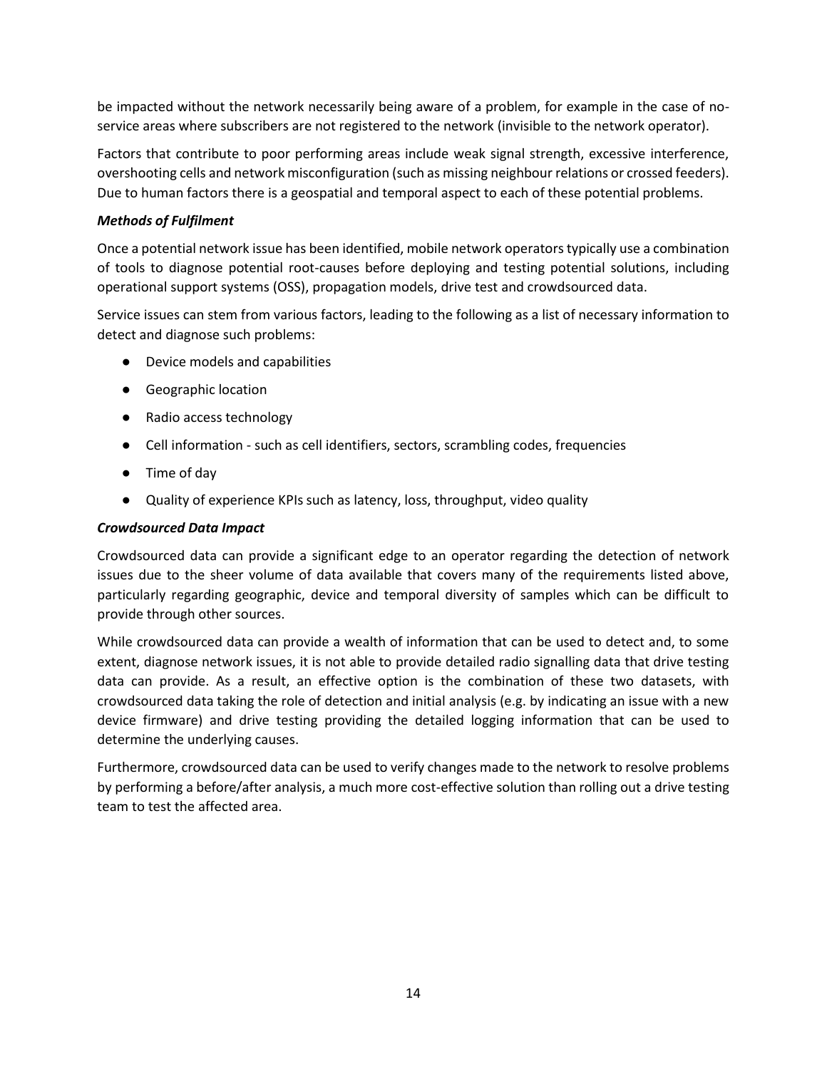be impacted without the network necessarily being aware of a problem, for example in the case of no-service areas where subscribers are not registered to the network (invisible to the network operator).

Factors that contribute to poor performing areas include weak signal strength, excessive interference, overshooting cells and network misconfiguration (such as missing neighbour relations or crossed feeders). Due to human factors there is a geospatial and temporal aspect to each of these potential problems.

***Methods of Fulfilment***

Once a potential network issue has been identified, mobile network operators typically use a combination of tools to diagnose potential root-causes before deploying and testing potential solutions, including operational support systems (OSS), propagation models, drive test and crowdsourced data.

Service issues can stem from various factors, leading to the following as a list of necessary information to detect and diagnose such problems:

- Device models and capabilities
- Geographic location
- Radio access technology
- Cell information - such as cell identifiers, sectors, scrambling codes, frequencies
- Time of day
- Quality of experience KPIs such as latency, loss, throughput, video quality

***Crowdsourced Data Impact***

Crowdsourced data can provide a significant edge to an operator regarding the detection of network issues due to the sheer volume of data available that covers many of the requirements listed above, particularly regarding geographic, device and temporal diversity of samples which can be difficult to provide through other sources.

While crowdsourced data can provide a wealth of information that can be used to detect and, to some extent, diagnose network issues, it is not able to provide detailed radio signalling data that drive testing data can provide. As a result, an effective option is the combination of these two datasets, with crowdsourced data taking the role of detection and initial analysis (e.g. by indicating an issue with a new device firmware) and drive testing providing the detailed logging information that can be used to determine the underlying causes.

Furthermore, crowdsourced data can be used to verify changes made to the network to resolve problems by performing a before/after analysis, a much more cost-effective solution than rolling out a drive testing team to test the affected area.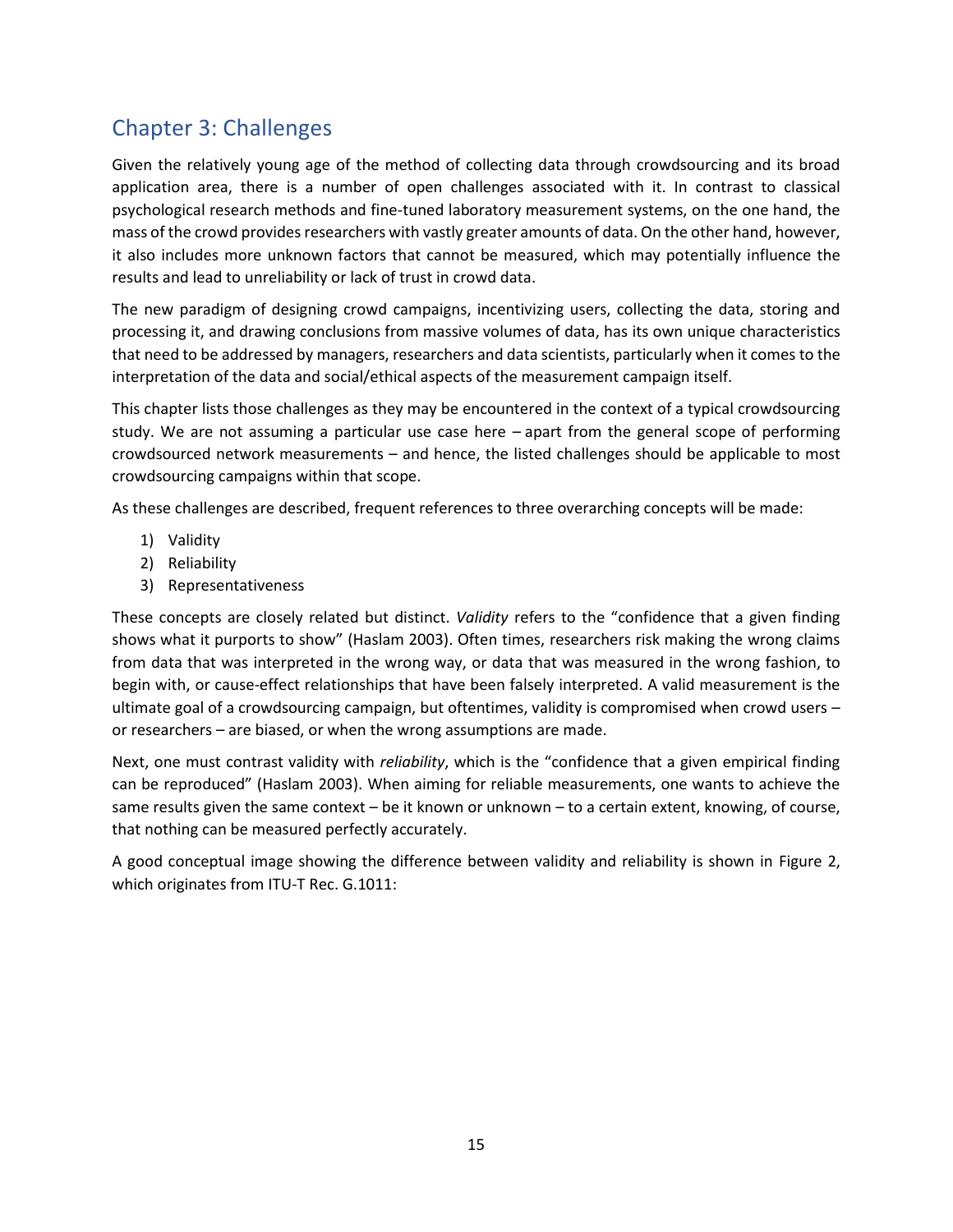## Chapter 3: Challenges

Given the relatively young age of the method of collecting data through crowdsourcing and its broad application area, there is a number of open challenges associated with it. In contrast to classical psychological research methods and fine-tuned laboratory measurement systems, on the one hand, the mass of the crowd provides researchers with vastly greater amounts of data. On the other hand, however, it also includes more unknown factors that cannot be measured, which may potentially influence the results and lead to unreliability or lack of trust in crowd data.

The new paradigm of designing crowd campaigns, incentivizing users, collecting the data, storing and processing it, and drawing conclusions from massive volumes of data, has its own unique characteristics that need to be addressed by managers, researchers and data scientists, particularly when it comes to the interpretation of the data and social/ethical aspects of the measurement campaign itself.

This chapter lists those challenges as they may be encountered in the context of a typical crowdsourcing study. We are not assuming a particular use case here – apart from the general scope of performing crowdsourced network measurements – and hence, the listed challenges should be applicable to most crowdsourcing campaigns within that scope.

As these challenges are described, frequent references to three overarching concepts will be made:

1) Validity
2) Reliability
3) Representativeness

These concepts are closely related but distinct. *Validity* refers to the "confidence that a given finding shows what it purports to show" (Haslam 2003). Often times, researchers risk making the wrong claims from data that was interpreted in the wrong way, or data that was measured in the wrong fashion, to begin with, or cause-effect relationships that have been falsely interpreted. A valid measurement is the ultimate goal of a crowdsourcing campaign, but oftentimes, validity is compromised when crowd users – or researchers – are biased, or when the wrong assumptions are made.

Next, one must contrast validity with *reliability*, which is the "confidence that a given empirical finding can be reproduced" (Haslam 2003). When aiming for reliable measurements, one wants to achieve the same results given the same context – be it known or unknown – to a certain extent, knowing, of course, that nothing can be measured perfectly accurately.

A good conceptual image showing the difference between validity and reliability is shown in Figure 2, which originates from ITU-T Rec. G.1011: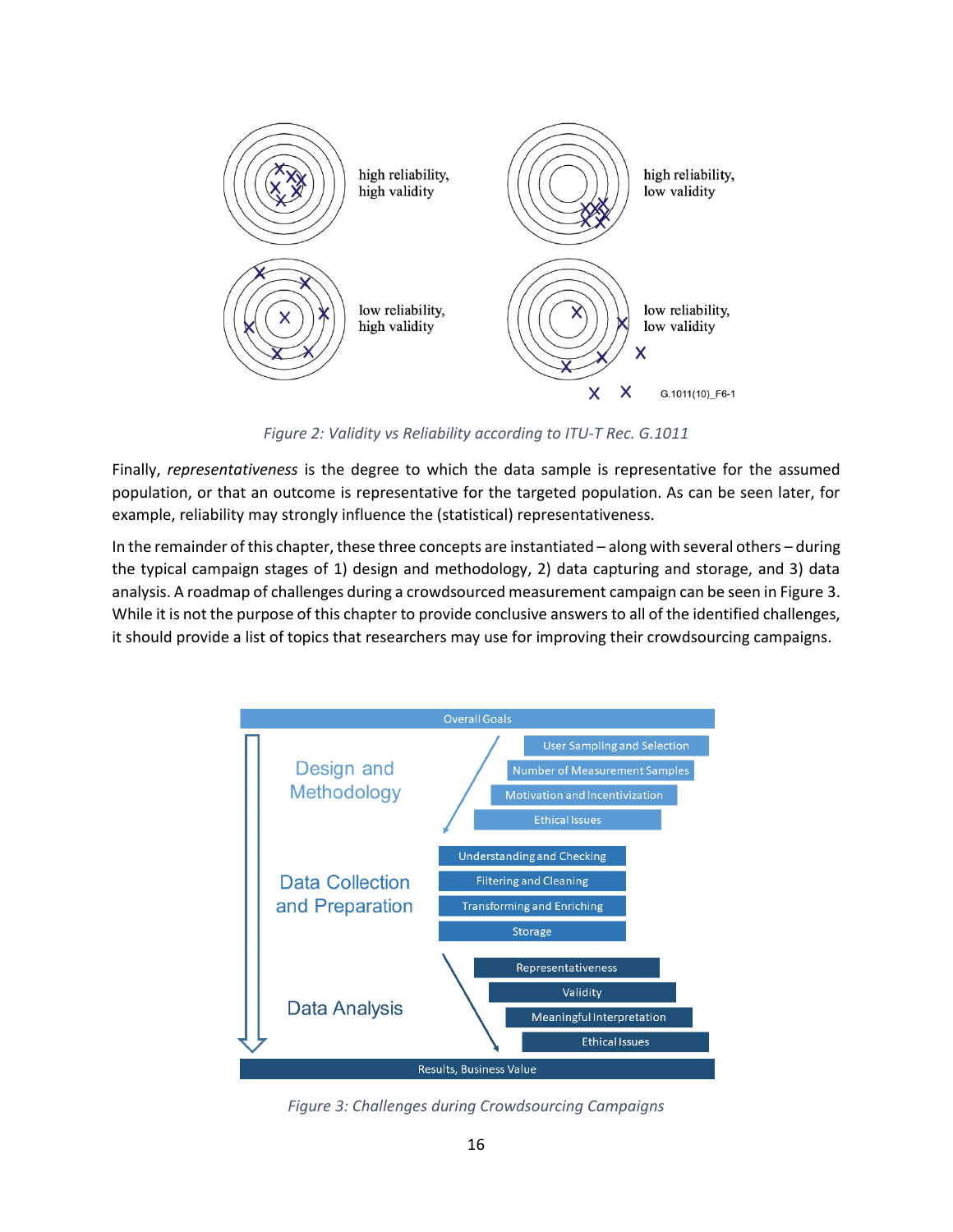Figure 2: Validity vs Reliability according to ITU-T Rec. G.1011

Finally, *representativeness* is the degree to which the data sample is representative for the assumed population, or that an outcome is representative for the targeted population. As can be seen later, for example, reliability may strongly influence the (statistical) representativeness.

In the remainder of this chapter, these three concepts are instantiated – along with several others – during the typical campaign stages of 1) design and methodology, 2) data capturing and storage, and 3) data analysis. A roadmap of challenges during a crowdsourced measurement campaign can be seen in Figure 3. While it is not the purpose of this chapter to provide conclusive answers to all of the identified challenges, it should provide a list of topics that researchers may use for improving their crowdsourcing campaigns.

Figure 3: Challenges during Crowdsourcing Campaigns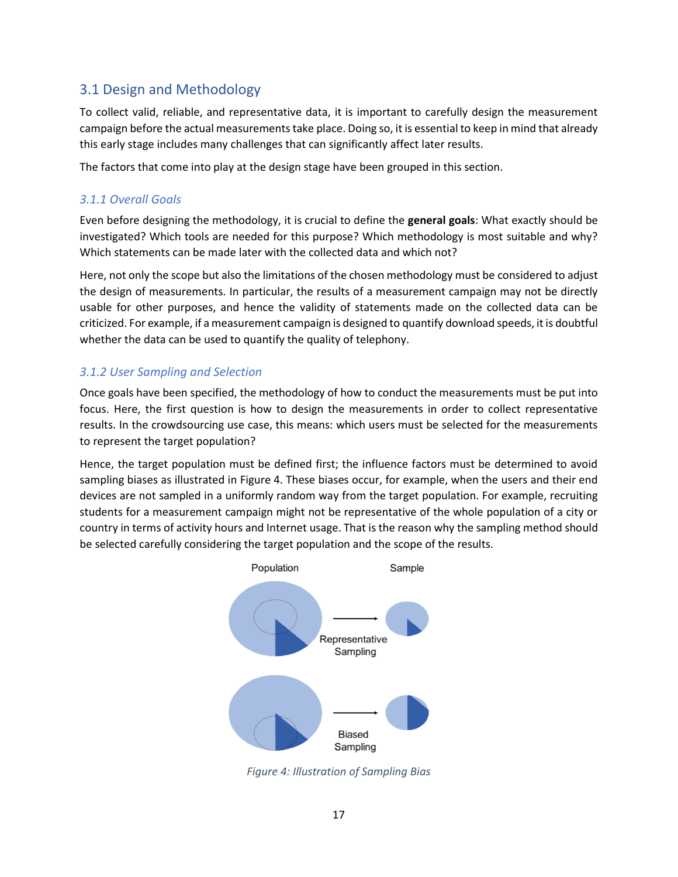## 3.1 Design and Methodology

To collect valid, reliable, and representative data, it is important to carefully design the measurement campaign before the actual measurements take place. Doing so, it is essential to keep in mind that already this early stage includes many challenges that can significantly affect later results.

The factors that come into play at the design stage have been grouped in this section.

### *3.1.1 Overall Goals*

Even before designing the methodology, it is crucial to define the **general goals**: What exactly should be investigated? Which tools are needed for this purpose? Which methodology is most suitable and why? Which statements can be made later with the collected data and which not?

Here, not only the scope but also the limitations of the chosen methodology must be considered to adjust the design of measurements. In particular, the results of a measurement campaign may not be directly usable for other purposes, and hence the validity of statements made on the collected data can be criticized. For example, if a measurement campaign is designed to quantify download speeds, it is doubtful whether the data can be used to quantify the quality of telephony.

### *3.1.2 User Sampling and Selection*

Once goals have been specified, the methodology of how to conduct the measurements must be put into focus. Here, the first question is how to design the measurements in order to collect representative results. In the crowdsourcing use case, this means: which users must be selected for the measurements to represent the target population?

Hence, the target population must be defined first; the influence factors must be determined to avoid sampling biases as illustrated in Figure 4. These biases occur, for example, when the users and their end devices are not sampled in a uniformly random way from the target population. For example, recruiting students for a measurement campaign might not be representative of the whole population of a city or country in terms of activity hours and Internet usage. That is the reason why the sampling method should be selected carefully considering the target population and the scope of the results.

*Figure 4: Illustration of Sampling Bias*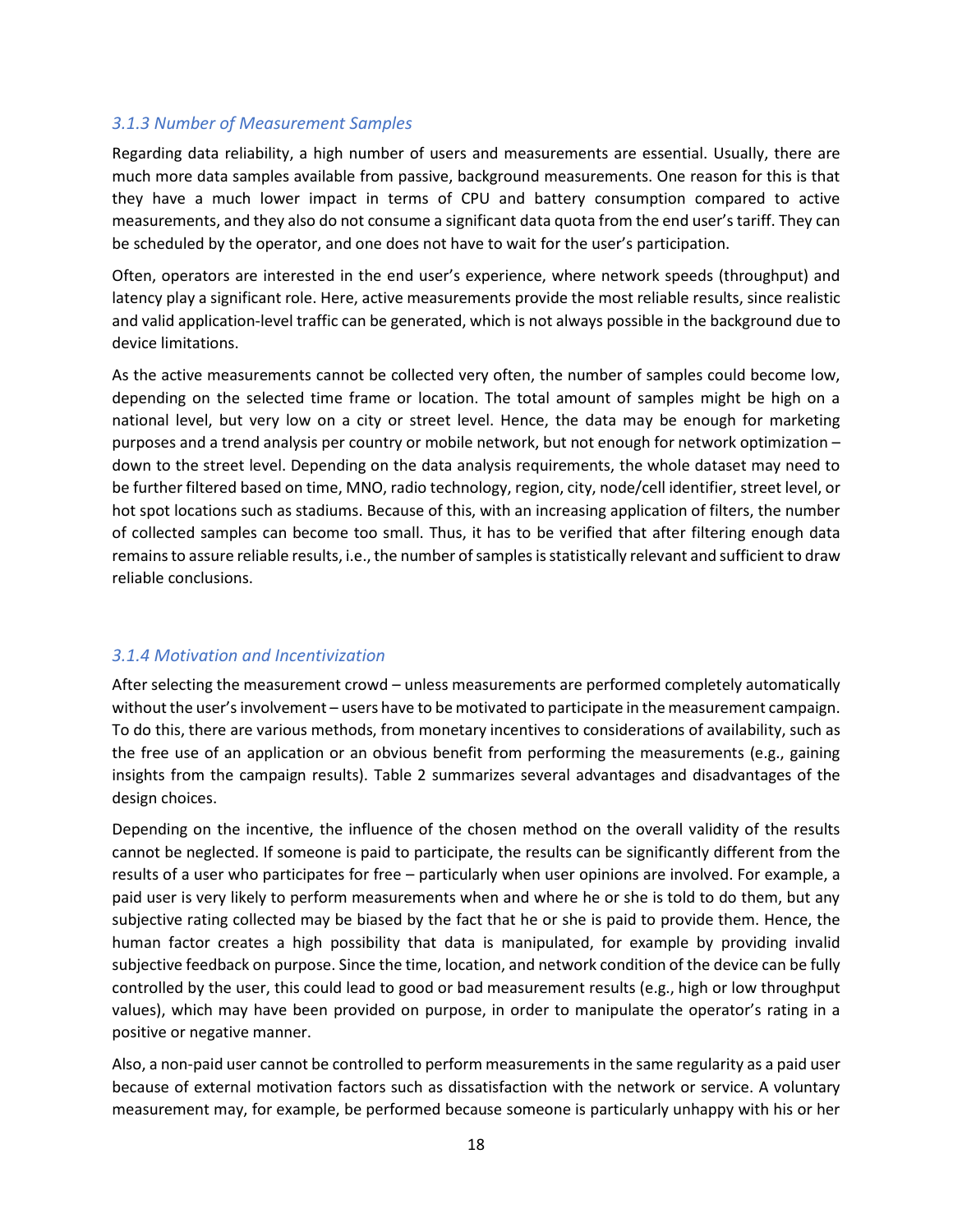### 3.1.3 Number of Measurement Samples

Regarding data reliability, a high number of users and measurements are essential. Usually, there are much more data samples available from passive, background measurements. One reason for this is that they have a much lower impact in terms of CPU and battery consumption compared to active measurements, and they also do not consume a significant data quota from the end user's tariff. They can be scheduled by the operator, and one does not have to wait for the user's participation.

Often, operators are interested in the end user's experience, where network speeds (throughput) and latency play a significant role. Here, active measurements provide the most reliable results, since realistic and valid application-level traffic can be generated, which is not always possible in the background due to device limitations.

As the active measurements cannot be collected very often, the number of samples could become low, depending on the selected time frame or location. The total amount of samples might be high on a national level, but very low on a city or street level. Hence, the data may be enough for marketing purposes and a trend analysis per country or mobile network, but not enough for network optimization – down to the street level. Depending on the data analysis requirements, the whole dataset may need to be further filtered based on time, MNO, radio technology, region, city, node/cell identifier, street level, or hot spot locations such as stadiums. Because of this, with an increasing application of filters, the number of collected samples can become too small. Thus, it has to be verified that after filtering enough data remains to assure reliable results, i.e., the number of samples is statistically relevant and sufficient to draw reliable conclusions.

### 3.1.4 Motivation and Incentivization

After selecting the measurement crowd – unless measurements are performed completely automatically without the user's involvement – users have to be motivated to participate in the measurement campaign. To do this, there are various methods, from monetary incentives to considerations of availability, such as the free use of an application or an obvious benefit from performing the measurements (e.g., gaining insights from the campaign results). Table 2 summarizes several advantages and disadvantages of the design choices.

Depending on the incentive, the influence of the chosen method on the overall validity of the results cannot be neglected. If someone is paid to participate, the results can be significantly different from the results of a user who participates for free – particularly when user opinions are involved. For example, a paid user is very likely to perform measurements when and where he or she is told to do them, but any subjective rating collected may be biased by the fact that he or she is paid to provide them. Hence, the human factor creates a high possibility that data is manipulated, for example by providing invalid subjective feedback on purpose. Since the time, location, and network condition of the device can be fully controlled by the user, this could lead to good or bad measurement results (e.g., high or low throughput values), which may have been provided on purpose, in order to manipulate the operator's rating in a positive or negative manner.

Also, a non-paid user cannot be controlled to perform measurements in the same regularity as a paid user because of external motivation factors such as dissatisfaction with the network or service. A voluntary measurement may, for example, be performed because someone is particularly unhappy with his or her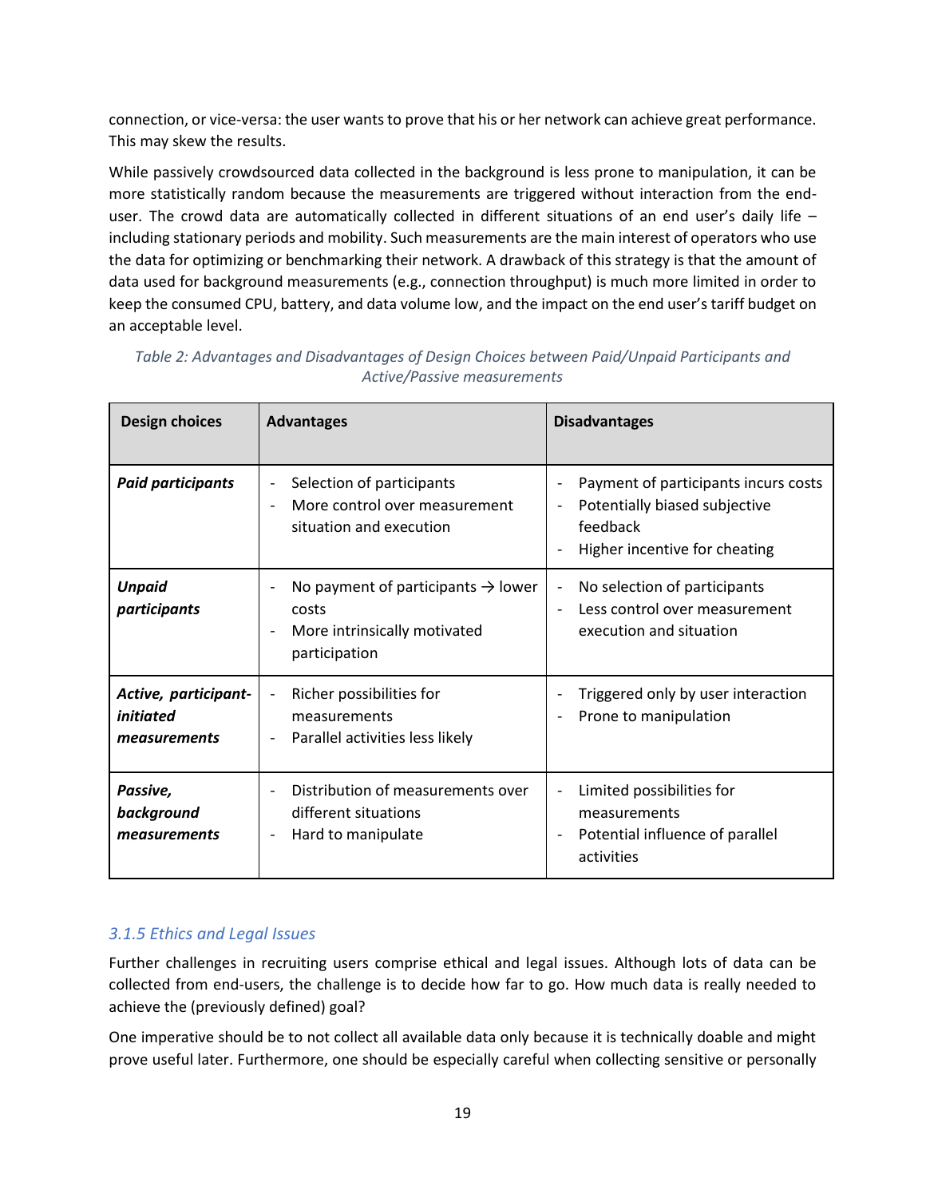connection, or vice-versa: the user wants to prove that his or her network can achieve great performance. This may skew the results.

While passively crowdsourced data collected in the background is less prone to manipulation, it can be more statistically random because the measurements are triggered without interaction from the end-user. The crowd data are automatically collected in different situations of an end user's daily life – including stationary periods and mobility. Such measurements are the main interest of operators who use the data for optimizing or benchmarking their network. A drawback of this strategy is that the amount of data used for background measurements (e.g., connection throughput) is much more limited in order to keep the consumed CPU, battery, and data volume low, and the impact on the end user's tariff budget on an acceptable level.

*Table 2: Advantages and Disadvantages of Design Choices between Paid/Unpaid Participants and Active/Passive measurements*

| Design choices | Advantages | Disadvantages |
|---|---|---|
| ***Paid participants*** | - Selection of participants<br>- More control over measurement situation and execution | - Payment of participants incurs costs<br>- Potentially biased subjective feedback<br>- Higher incentive for cheating |
| ***Unpaid participants*** | - No payment of participants → lower costs<br>- More intrinsically motivated participation | - No selection of participants<br>- Less control over measurement execution and situation |
| ***Active, participant-initiated measurements*** | - Richer possibilities for measurements<br>- Parallel activities less likely | - Triggered only by user interaction<br>- Prone to manipulation |
| ***Passive, background measurements*** | - Distribution of measurements over different situations<br>- Hard to manipulate | - Limited possibilities for measurements<br>- Potential influence of parallel activities |

### *3.1.5 Ethics and Legal Issues*

Further challenges in recruiting users comprise ethical and legal issues. Although lots of data can be collected from end-users, the challenge is to decide how far to go. How much data is really needed to achieve the (previously defined) goal?

One imperative should be to not collect all available data only because it is technically doable and might prove useful later. Furthermore, one should be especially careful when collecting sensitive or personally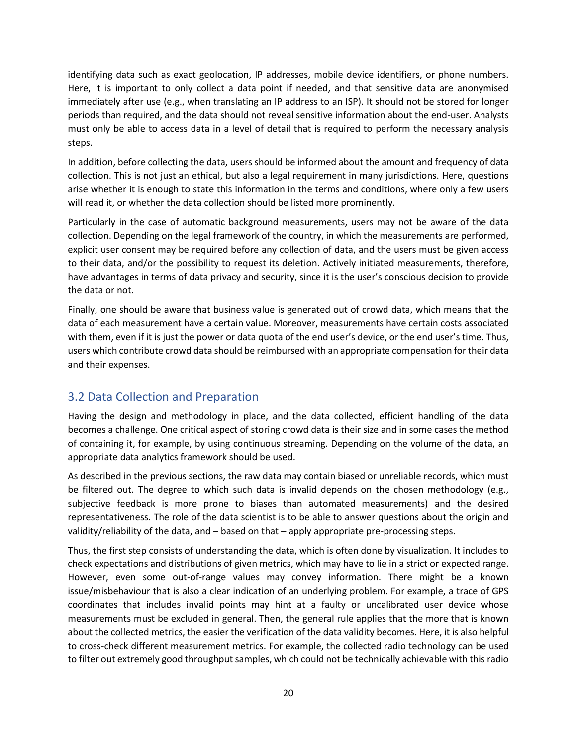identifying data such as exact geolocation, IP addresses, mobile device identifiers, or phone numbers. Here, it is important to only collect a data point if needed, and that sensitive data are anonymised immediately after use (e.g., when translating an IP address to an ISP). It should not be stored for longer periods than required, and the data should not reveal sensitive information about the end-user. Analysts must only be able to access data in a level of detail that is required to perform the necessary analysis steps.

In addition, before collecting the data, users should be informed about the amount and frequency of data collection. This is not just an ethical, but also a legal requirement in many jurisdictions. Here, questions arise whether it is enough to state this information in the terms and conditions, where only a few users will read it, or whether the data collection should be listed more prominently.

Particularly in the case of automatic background measurements, users may not be aware of the data collection. Depending on the legal framework of the country, in which the measurements are performed, explicit user consent may be required before any collection of data, and the users must be given access to their data, and/or the possibility to request its deletion. Actively initiated measurements, therefore, have advantages in terms of data privacy and security, since it is the user's conscious decision to provide the data or not.

Finally, one should be aware that business value is generated out of crowd data, which means that the data of each measurement have a certain value. Moreover, measurements have certain costs associated with them, even if it is just the power or data quota of the end user's device, or the end user's time. Thus, users which contribute crowd data should be reimbursed with an appropriate compensation for their data and their expenses.

## 3.2 Data Collection and Preparation

Having the design and methodology in place, and the data collected, efficient handling of the data becomes a challenge. One critical aspect of storing crowd data is their size and in some cases the method of containing it, for example, by using continuous streaming. Depending on the volume of the data, an appropriate data analytics framework should be used.

As described in the previous sections, the raw data may contain biased or unreliable records, which must be filtered out. The degree to which such data is invalid depends on the chosen methodology (e.g., subjective feedback is more prone to biases than automated measurements) and the desired representativeness. The role of the data scientist is to be able to answer questions about the origin and validity/reliability of the data, and – based on that – apply appropriate pre-processing steps.

Thus, the first step consists of understanding the data, which is often done by visualization. It includes to check expectations and distributions of given metrics, which may have to lie in a strict or expected range. However, even some out-of-range values may convey information. There might be a known issue/misbehaviour that is also a clear indication of an underlying problem. For example, a trace of GPS coordinates that includes invalid points may hint at a faulty or uncalibrated user device whose measurements must be excluded in general. Then, the general rule applies that the more that is known about the collected metrics, the easier the verification of the data validity becomes. Here, it is also helpful to cross-check different measurement metrics. For example, the collected radio technology can be used to filter out extremely good throughput samples, which could not be technically achievable with this radio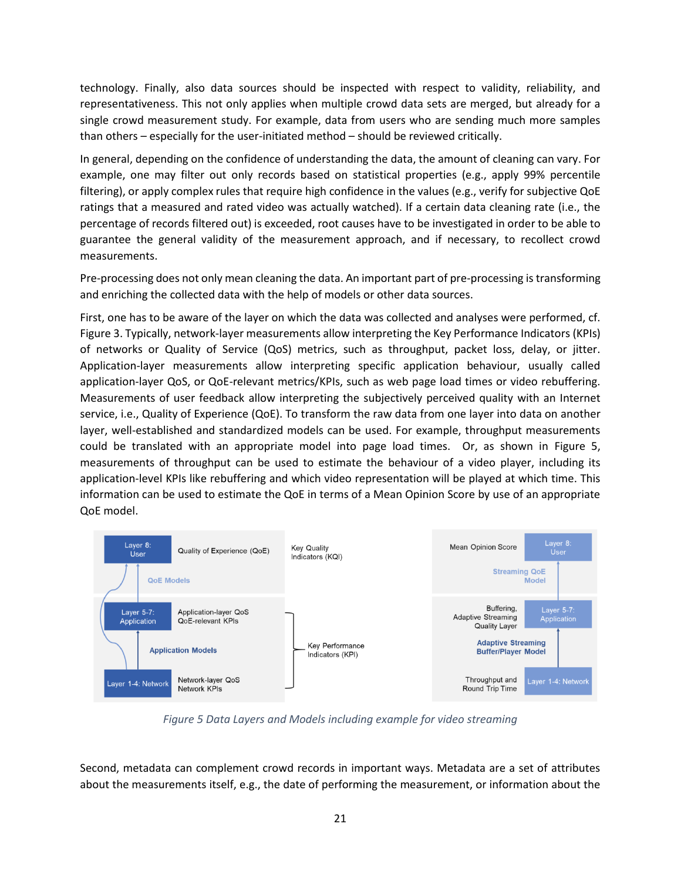technology. Finally, also data sources should be inspected with respect to validity, reliability, and representativeness. This not only applies when multiple crowd data sets are merged, but already for a single crowd measurement study. For example, data from users who are sending much more samples than others – especially for the user-initiated method – should be reviewed critically.

In general, depending on the confidence of understanding the data, the amount of cleaning can vary. For example, one may filter out only records based on statistical properties (e.g., apply 99% percentile filtering), or apply complex rules that require high confidence in the values (e.g., verify for subjective QoE ratings that a measured and rated video was actually watched). If a certain data cleaning rate (i.e., the percentage of records filtered out) is exceeded, root causes have to be investigated in order to be able to guarantee the general validity of the measurement approach, and if necessary, to recollect crowd measurements.

Pre-processing does not only mean cleaning the data. An important part of pre-processing is transforming and enriching the collected data with the help of models or other data sources.

First, one has to be aware of the layer on which the data was collected and analyses were performed, cf. Figure 3. Typically, network-layer measurements allow interpreting the Key Performance Indicators (KPIs) of networks or Quality of Service (QoS) metrics, such as throughput, packet loss, delay, or jitter. Application-layer measurements allow interpreting specific application behaviour, usually called application-layer QoS, or QoE-relevant metrics/KPIs, such as web page load times or video rebuffering. Measurements of user feedback allow interpreting the subjectively perceived quality with an Internet service, i.e., Quality of Experience (QoE). To transform the raw data from one layer into data on another layer, well-established and standardized models can be used. For example, throughput measurements could be translated with an appropriate model into page load times. Or, as shown in Figure 5, measurements of throughput can be used to estimate the behaviour of a video player, including its application-level KPIs like rebuffering and which video representation will be played at which time. This information can be used to estimate the QoE in terms of a Mean Opinion Score by use of an appropriate QoE model.

*Figure 5 Data Layers and Models including example for video streaming*

Second, metadata can complement crowd records in important ways. Metadata are a set of attributes about the measurements itself, e.g., the date of performing the measurement, or information about the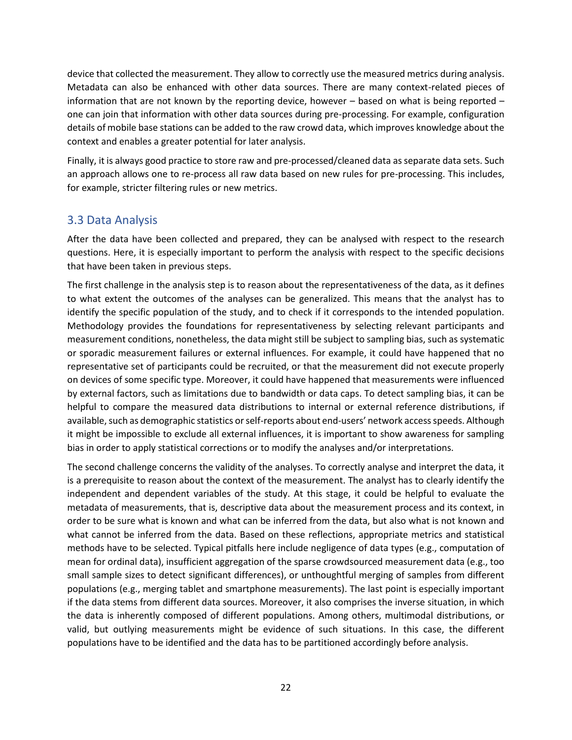device that collected the measurement. They allow to correctly use the measured metrics during analysis. Metadata can also be enhanced with other data sources. There are many context-related pieces of information that are not known by the reporting device, however – based on what is being reported – one can join that information with other data sources during pre-processing. For example, configuration details of mobile base stations can be added to the raw crowd data, which improves knowledge about the context and enables a greater potential for later analysis.

Finally, it is always good practice to store raw and pre-processed/cleaned data as separate data sets. Such an approach allows one to re-process all raw data based on new rules for pre-processing. This includes, for example, stricter filtering rules or new metrics.

## 3.3 Data Analysis

After the data have been collected and prepared, they can be analysed with respect to the research questions. Here, it is especially important to perform the analysis with respect to the specific decisions that have been taken in previous steps.

The first challenge in the analysis step is to reason about the representativeness of the data, as it defines to what extent the outcomes of the analyses can be generalized. This means that the analyst has to identify the specific population of the study, and to check if it corresponds to the intended population. Methodology provides the foundations for representativeness by selecting relevant participants and measurement conditions, nonetheless, the data might still be subject to sampling bias, such as systematic or sporadic measurement failures or external influences. For example, it could have happened that no representative set of participants could be recruited, or that the measurement did not execute properly on devices of some specific type. Moreover, it could have happened that measurements were influenced by external factors, such as limitations due to bandwidth or data caps. To detect sampling bias, it can be helpful to compare the measured data distributions to internal or external reference distributions, if available, such as demographic statistics or self-reports about end-users' network access speeds. Although it might be impossible to exclude all external influences, it is important to show awareness for sampling bias in order to apply statistical corrections or to modify the analyses and/or interpretations.

The second challenge concerns the validity of the analyses. To correctly analyse and interpret the data, it is a prerequisite to reason about the context of the measurement. The analyst has to clearly identify the independent and dependent variables of the study. At this stage, it could be helpful to evaluate the metadata of measurements, that is, descriptive data about the measurement process and its context, in order to be sure what is known and what can be inferred from the data, but also what is not known and what cannot be inferred from the data. Based on these reflections, appropriate metrics and statistical methods have to be selected. Typical pitfalls here include negligence of data types (e.g., computation of mean for ordinal data), insufficient aggregation of the sparse crowdsourced measurement data (e.g., too small sample sizes to detect significant differences), or unthoughtful merging of samples from different populations (e.g., merging tablet and smartphone measurements). The last point is especially important if the data stems from different data sources. Moreover, it also comprises the inverse situation, in which the data is inherently composed of different populations. Among others, multimodal distributions, or valid, but outlying measurements might be evidence of such situations. In this case, the different populations have to be identified and the data has to be partitioned accordingly before analysis.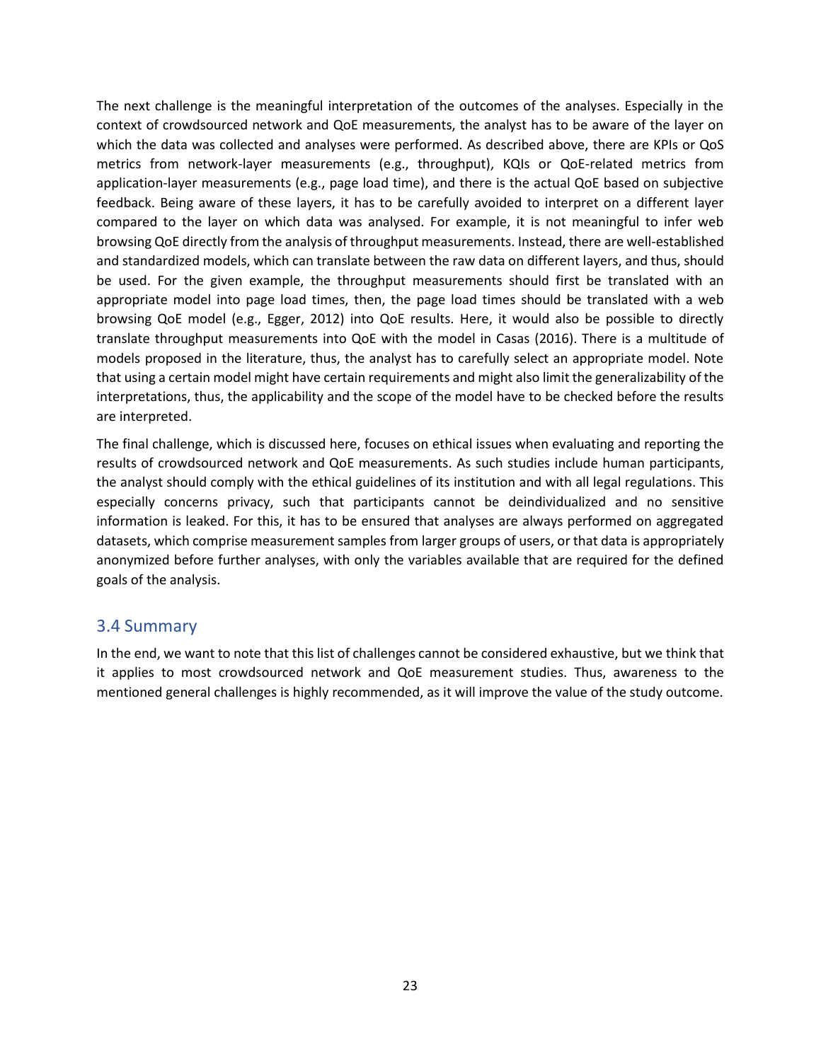The next challenge is the meaningful interpretation of the outcomes of the analyses. Especially in the context of crowdsourced network and QoE measurements, the analyst has to be aware of the layer on which the data was collected and analyses were performed. As described above, there are KPIs or QoS metrics from network-layer measurements (e.g., throughput), KQIs or QoE-related metrics from application-layer measurements (e.g., page load time), and there is the actual QoE based on subjective feedback. Being aware of these layers, it has to be carefully avoided to interpret on a different layer compared to the layer on which data was analysed. For example, it is not meaningful to infer web browsing QoE directly from the analysis of throughput measurements. Instead, there are well-established and standardized models, which can translate between the raw data on different layers, and thus, should be used. For the given example, the throughput measurements should first be translated with an appropriate model into page load times, then, the page load times should be translated with a web browsing QoE model (e.g., Egger, 2012) into QoE results. Here, it would also be possible to directly translate throughput measurements into QoE with the model in Casas (2016). There is a multitude of models proposed in the literature, thus, the analyst has to carefully select an appropriate model. Note that using a certain model might have certain requirements and might also limit the generalizability of the interpretations, thus, the applicability and the scope of the model have to be checked before the results are interpreted.

The final challenge, which is discussed here, focuses on ethical issues when evaluating and reporting the results of crowdsourced network and QoE measurements. As such studies include human participants, the analyst should comply with the ethical guidelines of its institution and with all legal regulations. This especially concerns privacy, such that participants cannot be deindividualized and no sensitive information is leaked. For this, it has to be ensured that analyses are always performed on aggregated datasets, which comprise measurement samples from larger groups of users, or that data is appropriately anonymized before further analyses, with only the variables available that are required for the defined goals of the analysis.

## 3.4 Summary

In the end, we want to note that this list of challenges cannot be considered exhaustive, but we think that it applies to most crowdsourced network and QoE measurement studies. Thus, awareness to the mentioned general challenges is highly recommended, as it will improve the value of the study outcome.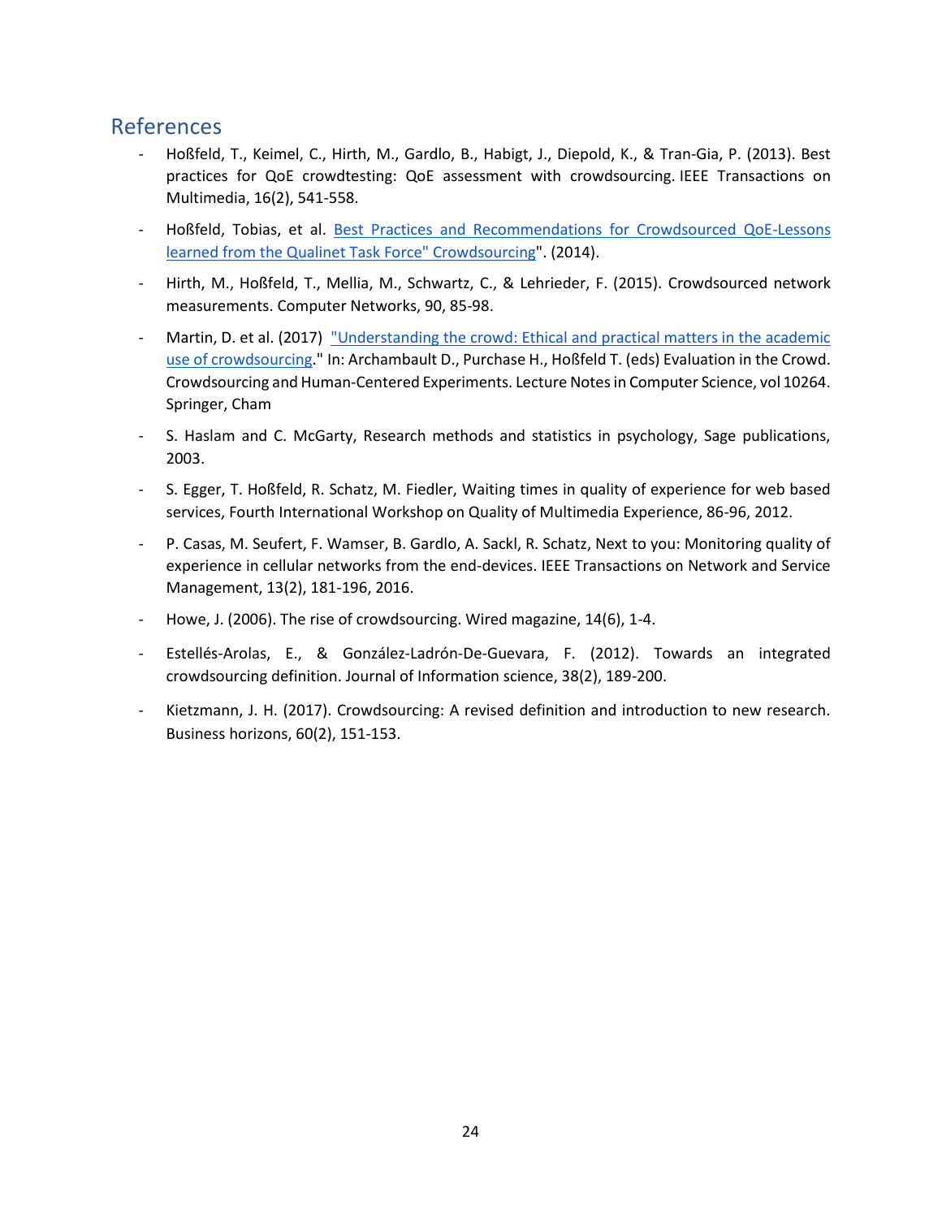## References

- Hoßfeld, T., Keimel, C., Hirth, M., Gardlo, B., Habigt, J., Diepold, K., & Tran-Gia, P. (2013). Best practices for QoE crowdtesting: QoE assessment with crowdsourcing. IEEE Transactions on Multimedia, 16(2), 541-558.
- Hoßfeld, Tobias, et al. Best Practices and Recommendations for Crowdsourced QoE-Lessons learned from the Qualinet Task Force" Crowdsourcing". (2014).
- Hirth, M., Hoßfeld, T., Mellia, M., Schwartz, C., & Lehrieder, F. (2015). Crowdsourced network measurements. Computer Networks, 90, 85-98.
- Martin, D. et al. (2017) "Understanding the crowd: Ethical and practical matters in the academic use of crowdsourcing." In: Archambault D., Purchase H., Hoßfeld T. (eds) Evaluation in the Crowd. Crowdsourcing and Human-Centered Experiments. Lecture Notes in Computer Science, vol 10264. Springer, Cham
- S. Haslam and C. McGarty, Research methods and statistics in psychology, Sage publications, 2003.
- S. Egger, T. Hoßfeld, R. Schatz, M. Fiedler, Waiting times in quality of experience for web based services, Fourth International Workshop on Quality of Multimedia Experience, 86-96, 2012.
- P. Casas, M. Seufert, F. Wamser, B. Gardlo, A. Sackl, R. Schatz, Next to you: Monitoring quality of experience in cellular networks from the end-devices. IEEE Transactions on Network and Service Management, 13(2), 181-196, 2016.
- Howe, J. (2006). The rise of crowdsourcing. Wired magazine, 14(6), 1-4.
- Estellés-Arolas, E., & González-Ladrón-De-Guevara, F. (2012). Towards an integrated crowdsourcing definition. Journal of Information science, 38(2), 189-200.
- Kietzmann, J. H. (2017). Crowdsourcing: A revised definition and introduction to new research. Business horizons, 60(2), 151-153.